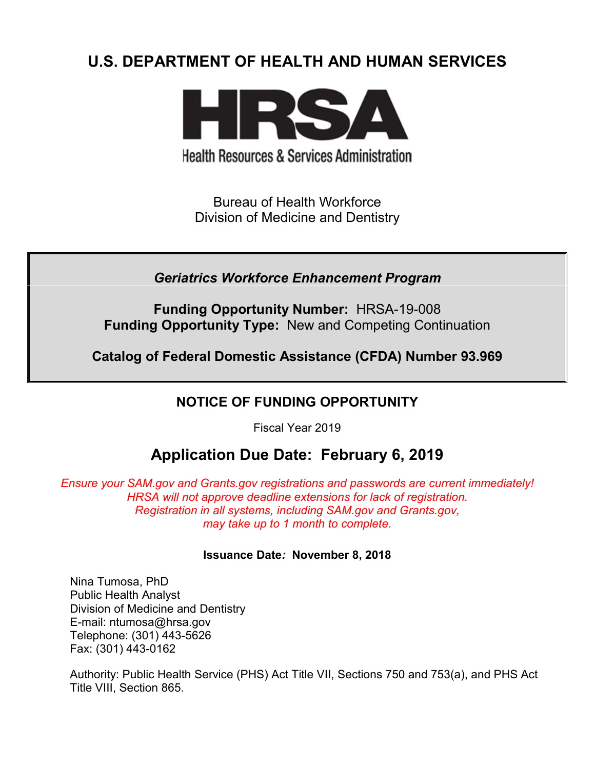# U.S. DEPARTMENT OF HEALTH AND HUMAN SERVICES

**HRSA**

Health Resources & Services Administration

Bureau of Health Workforce
Division of Medicine and Dentistry

***Geriatrics Workforce Enhancement Program***

**Funding Opportunity Number:** HRSA-19-008
**Funding Opportunity Type:** New and Competing Continuation

**Catalog of Federal Domestic Assistance (CFDA) Number 93.969**

## NOTICE OF FUNDING OPPORTUNITY

Fiscal Year 2019

## Application Due Date: February 6, 2019

*Ensure your SAM.gov and Grants.gov registrations and passwords are current immediately!*
*HRSA will not approve deadline extensions for lack of registration.*
*Registration in all systems, including SAM.gov and Grants.gov,*
*may take up to 1 month to complete.*

**Issuance Date: November 8, 2018**

Nina Tumosa, PhD
Public Health Analyst
Division of Medicine and Dentistry
E-mail: ntumosa@hrsa.gov
Telephone: (301) 443-5626
Fax: (301) 443-0162

Authority: Public Health Service (PHS) Act Title VII, Sections 750 and 753(a), and PHS Act Title VIII, Section 865.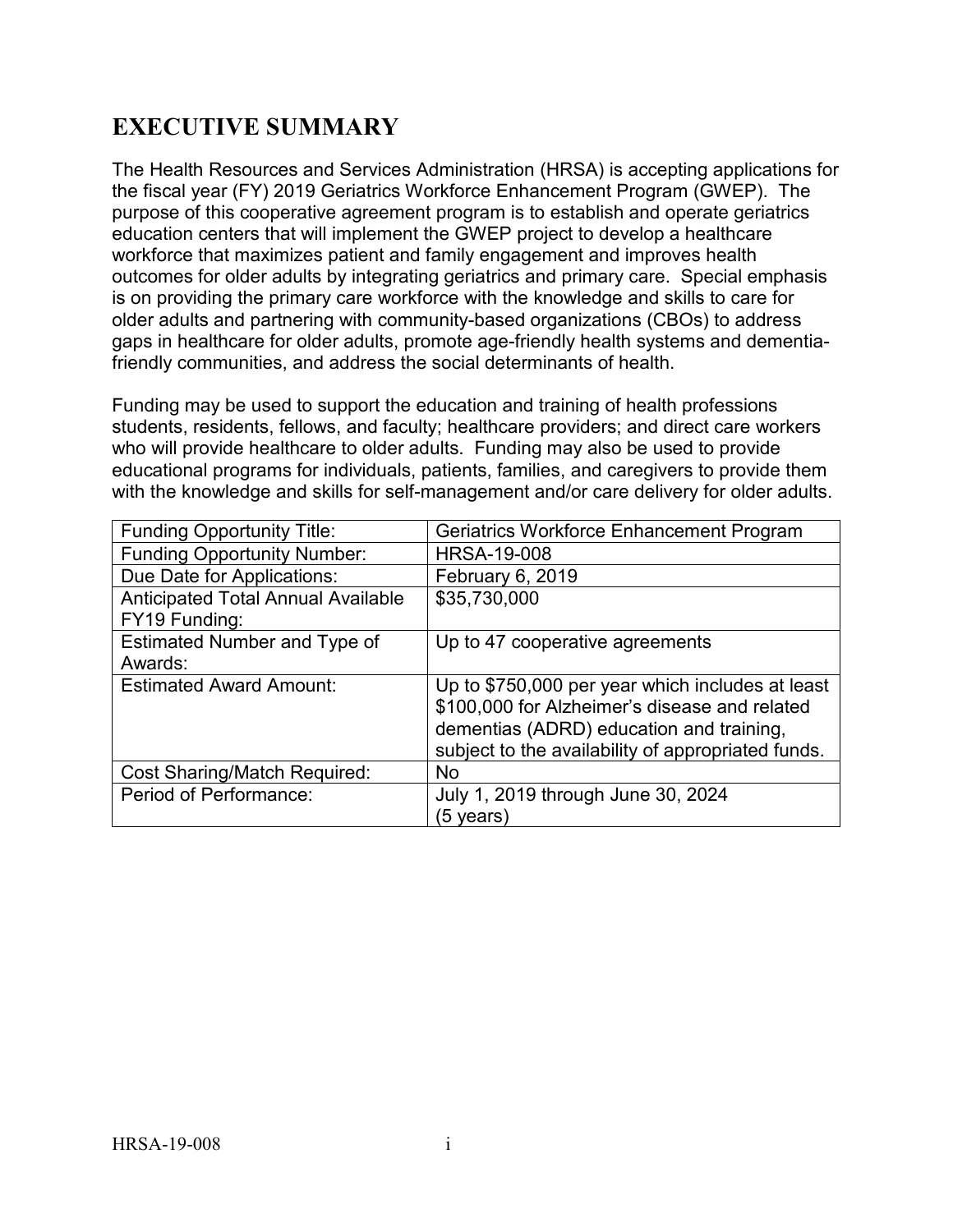# EXECUTIVE SUMMARY

The Health Resources and Services Administration (HRSA) is accepting applications for the fiscal year (FY) 2019 Geriatrics Workforce Enhancement Program (GWEP). The purpose of this cooperative agreement program is to establish and operate geriatrics education centers that will implement the GWEP project to develop a healthcare workforce that maximizes patient and family engagement and improves health outcomes for older adults by integrating geriatrics and primary care. Special emphasis is on providing the primary care workforce with the knowledge and skills to care for older adults and partnering with community-based organizations (CBOs) to address gaps in healthcare for older adults, promote age-friendly health systems and dementia-friendly communities, and address the social determinants of health.

Funding may be used to support the education and training of health professions students, residents, fellows, and faculty; healthcare providers; and direct care workers who will provide healthcare to older adults. Funding may also be used to provide educational programs for individuals, patients, families, and caregivers to provide them with the knowledge and skills for self-management and/or care delivery for older adults.

| | |
|---|---|
| Funding Opportunity Title: | Geriatrics Workforce Enhancement Program |
| Funding Opportunity Number: | HRSA-19-008 |
| Due Date for Applications: | February 6, 2019 |
| Anticipated Total Annual Available FY19 Funding: | $35,730,000 |
| Estimated Number and Type of Awards: | Up to 47 cooperative agreements |
| Estimated Award Amount: | Up to $750,000 per year which includes at least $100,000 for Alzheimer's disease and related dementias (ADRD) education and training, subject to the availability of appropriated funds. |
| Cost Sharing/Match Required: | No |
| Period of Performance: | July 1, 2019 through June 30, 2024 (5 years) |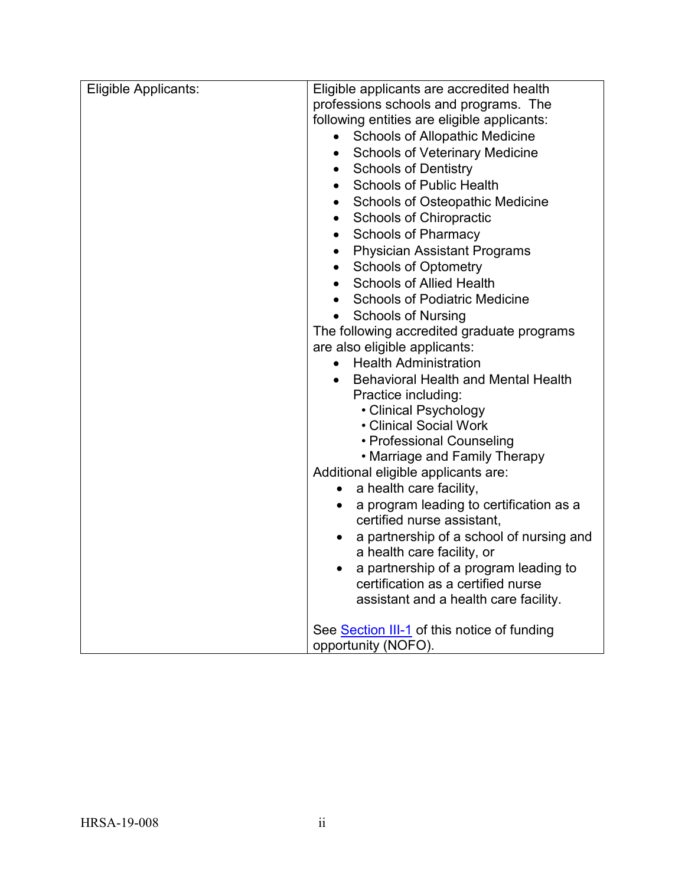| Eligible Applicants: | Eligible applicants are accredited health professions schools and programs. The following entities are eligible applicants:<br>• Schools of Allopathic Medicine<br>• Schools of Veterinary Medicine<br>• Schools of Dentistry<br>• Schools of Public Health<br>• Schools of Osteopathic Medicine<br>• Schools of Chiropractic<br>• Schools of Pharmacy<br>• Physician Assistant Programs<br>• Schools of Optometry<br>• Schools of Allied Health<br>• Schools of Podiatric Medicine<br>• Schools of Nursing<br>The following accredited graduate programs are also eligible applicants:<br>• Health Administration<br>• Behavioral Health and Mental Health Practice including:<br>  • Clinical Psychology<br>  • Clinical Social Work<br>  • Professional Counseling<br>  • Marriage and Family Therapy<br>Additional eligible applicants are:<br>• a health care facility,<br>• a program leading to certification as a certified nurse assistant,<br>• a partnership of a school of nursing and a health care facility, or<br>• a partnership of a program leading to certification as a certified nurse assistant and a health care facility.<br><br>See Section III-1 of this notice of funding opportunity (NOFO). |
|---|---|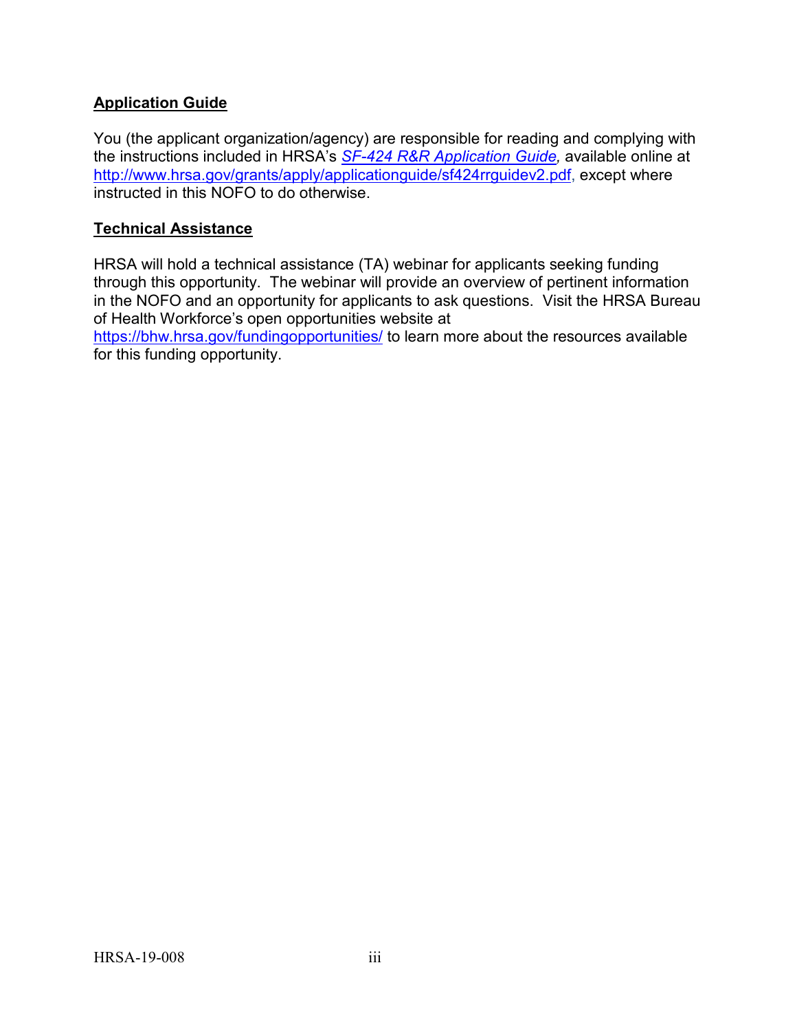## Application Guide

You (the applicant organization/agency) are responsible for reading and complying with the instructions included in HRSA's *[SF-424 R&R Application Guide](http://www.hrsa.gov/grants/apply/applicationguide/sf424rrguidev2.pdf),* available online at [http://www.hrsa.gov/grants/apply/applicationguide/sf424rrguidev2.pdf](http://www.hrsa.gov/grants/apply/applicationguide/sf424rrguidev2.pdf), except where instructed in this NOFO to do otherwise.

## Technical Assistance

HRSA will hold a technical assistance (TA) webinar for applicants seeking funding through this opportunity. The webinar will provide an overview of pertinent information in the NOFO and an opportunity for applicants to ask questions. Visit the HRSA Bureau of Health Workforce's open opportunities website at [https://bhw.hrsa.gov/fundingopportunities/](https://bhw.hrsa.gov/fundingopportunities/) to learn more about the resources available for this funding opportunity.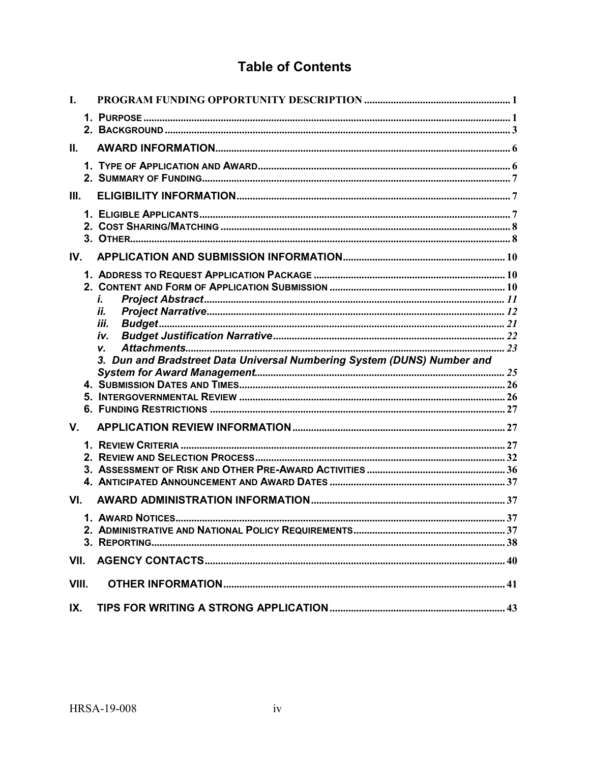# Table of Contents

I. PROGRAM FUNDING OPPORTUNITY DESCRIPTION ........ 1

- 1. PURPOSE ........ 1
- 2. BACKGROUND ........ 3

II. AWARD INFORMATION ........ 6

- 1. TYPE OF APPLICATION AND AWARD ........ 6
- 2. SUMMARY OF FUNDING ........ 7

III. ELIGIBILITY INFORMATION ........ 7

- 1. ELIGIBLE APPLICANTS ........ 7
- 2. COST SHARING/MATCHING ........ 8
- 3. OTHER ........ 8

IV. APPLICATION AND SUBMISSION INFORMATION ........ 10

- 1. ADDRESS TO REQUEST APPLICATION PACKAGE ........ 10
- 2. CONTENT AND FORM OF APPLICATION SUBMISSION ........ 10
  - *i. Project Abstract* ........ 11
  - *ii. Project Narrative* ........ 12
  - *iii. Budget* ........ 21
  - *iv. Budget Justification Narrative* ........ 22
  - *v. Attachments* ........ 23
- *3. Dun and Bradstreet Data Universal Numbering System (DUNS) Number and System for Award Management* ........ 25
- 4. SUBMISSION DATES AND TIMES ........ 26
- 5. INTERGOVERNMENTAL REVIEW ........ 26
- 6. FUNDING RESTRICTIONS ........ 27

V. APPLICATION REVIEW INFORMATION ........ 27

- 1. REVIEW CRITERIA ........ 27
- 2. REVIEW AND SELECTION PROCESS ........ 32
- 3. ASSESSMENT OF RISK AND OTHER PRE-AWARD ACTIVITIES ........ 36
- 4. ANTICIPATED ANNOUNCEMENT AND AWARD DATES ........ 37

VI. AWARD ADMINISTRATION INFORMATION ........ 37

- 1. AWARD NOTICES ........ 37
- 2. ADMINISTRATIVE AND NATIONAL POLICY REQUIREMENTS ........ 37
- 3. REPORTING ........ 38

VII. AGENCY CONTACTS ........ 40

VIII. OTHER INFORMATION ........ 41

IX. TIPS FOR WRITING A STRONG APPLICATION ........ 43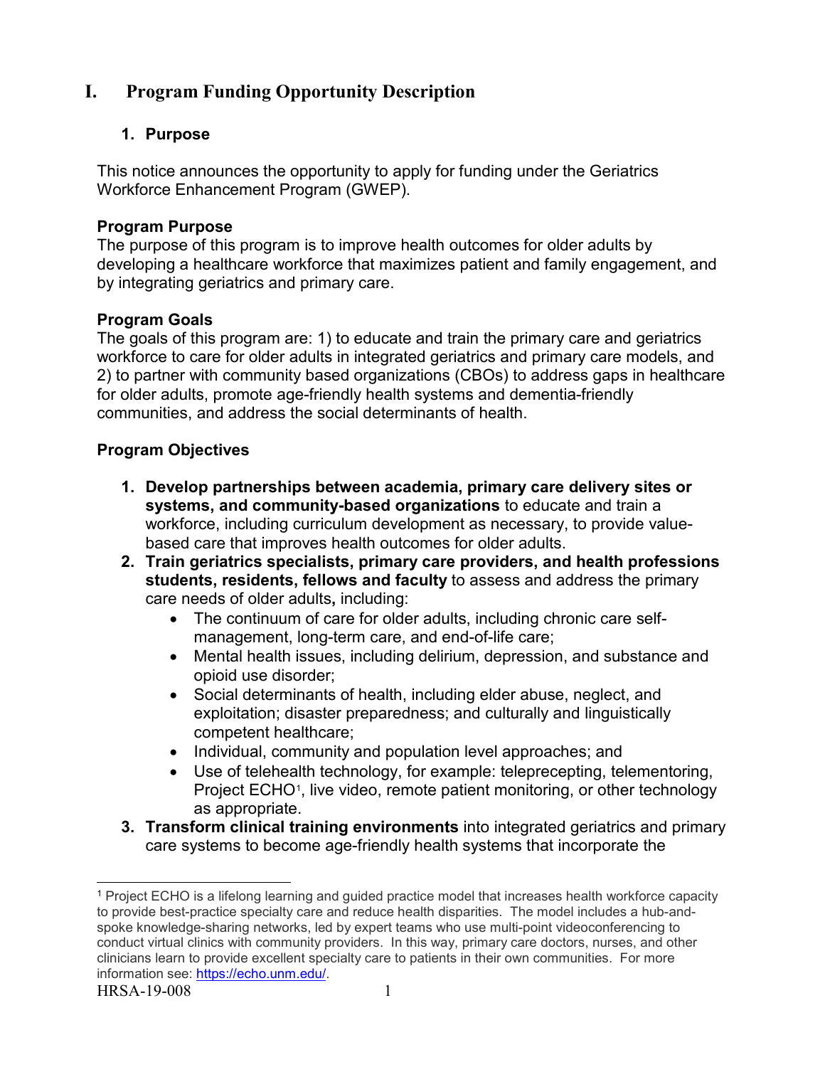# I. Program Funding Opportunity Description

## 1. Purpose

This notice announces the opportunity to apply for funding under the Geriatrics Workforce Enhancement Program (GWEP).

**Program Purpose**
The purpose of this program is to improve health outcomes for older adults by developing a healthcare workforce that maximizes patient and family engagement, and by integrating geriatrics and primary care.

**Program Goals**
The goals of this program are: 1) to educate and train the primary care and geriatrics workforce to care for older adults in integrated geriatrics and primary care models, and 2) to partner with community based organizations (CBOs) to address gaps in healthcare for older adults, promote age-friendly health systems and dementia-friendly communities, and address the social determinants of health.

**Program Objectives**

1. **Develop partnerships between academia, primary care delivery sites or systems, and community-based organizations** to educate and train a workforce, including curriculum development as necessary, to provide value-based care that improves health outcomes for older adults.
2. **Train geriatrics specialists, primary care providers, and health professions students, residents, fellows and faculty** to assess and address the primary care needs of older adults**,** including:
   - The continuum of care for older adults, including chronic care self-management, long-term care, and end-of-life care;
   - Mental health issues, including delirium, depression, and substance and opioid use disorder;
   - Social determinants of health, including elder abuse, neglect, and exploitation; disaster preparedness; and culturally and linguistically competent healthcare;
   - Individual, community and population level approaches; and
   - Use of telehealth technology, for example: teleprecepting, telementoring, Project ECHO[1], live video, remote patient monitoring, or other technology as appropriate.
3. **Transform clinical training environments** into integrated geriatrics and primary care systems to become age-friendly health systems that incorporate the

[1] Project ECHO is a lifelong learning and guided practice model that increases health workforce capacity to provide best-practice specialty care and reduce health disparities. The model includes a hub-and-spoke knowledge-sharing networks, led by expert teams who use multi-point videoconferencing to conduct virtual clinics with community providers. In this way, primary care doctors, nurses, and other clinicians learn to provide excellent specialty care to patients in their own communities. For more information see: https://echo.unm.edu/.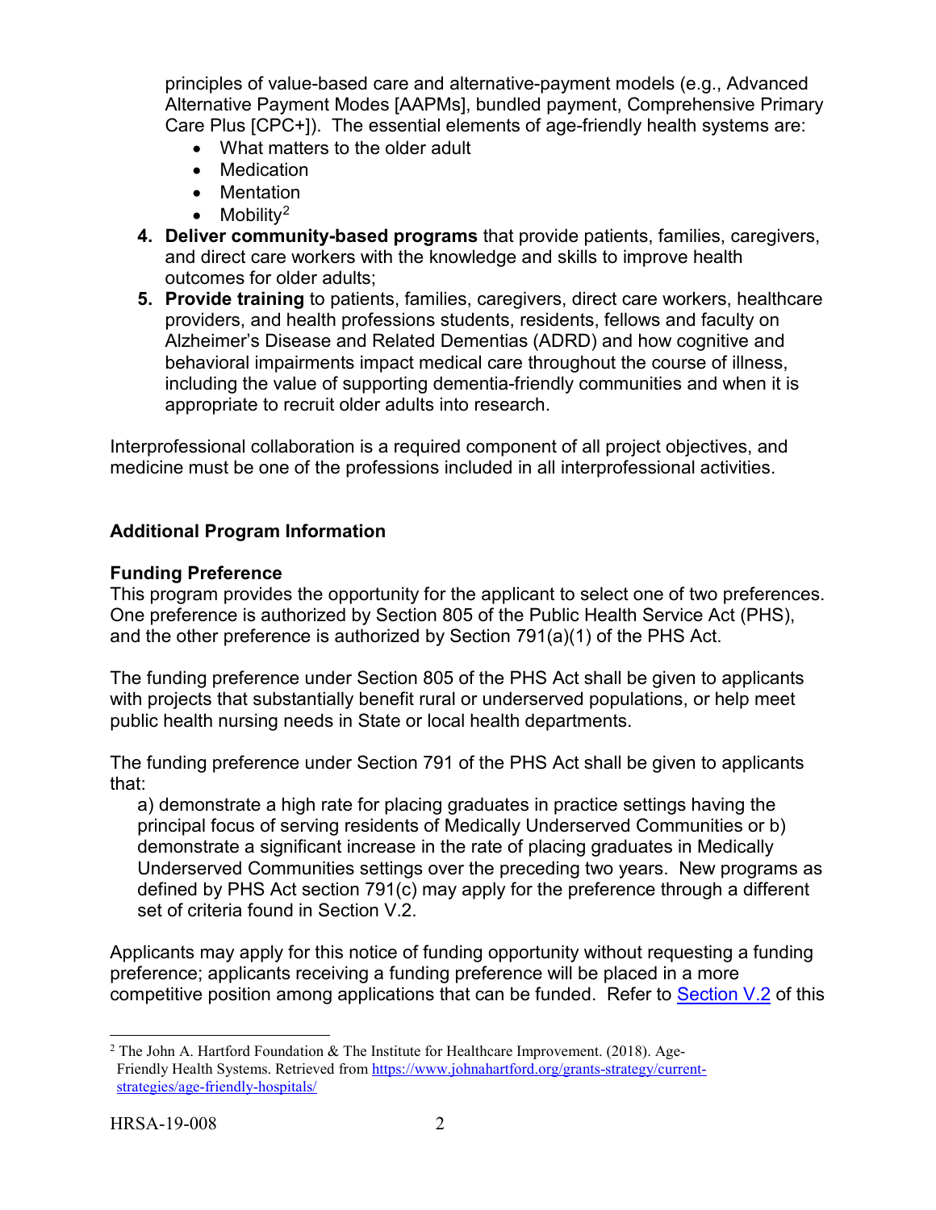principles of value-based care and alternative-payment models (e.g., Advanced Alternative Payment Modes [AAPMs], bundled payment, Comprehensive Primary Care Plus [CPC+]). The essential elements of age-friendly health systems are:

- What matters to the older adult
- Medication
- Mentation
- Mobility[2]

4. **Deliver community-based programs** that provide patients, families, caregivers, and direct care workers with the knowledge and skills to improve health outcomes for older adults;
5. **Provide training** to patients, families, caregivers, direct care workers, healthcare providers, and health professions students, residents, fellows and faculty on Alzheimer's Disease and Related Dementias (ADRD) and how cognitive and behavioral impairments impact medical care throughout the course of illness, including the value of supporting dementia-friendly communities and when it is appropriate to recruit older adults into research.

Interprofessional collaboration is a required component of all project objectives, and medicine must be one of the professions included in all interprofessional activities.

## Additional Program Information

### Funding Preference

This program provides the opportunity for the applicant to select one of two preferences. One preference is authorized by Section 805 of the Public Health Service Act (PHS), and the other preference is authorized by Section 791(a)(1) of the PHS Act.

The funding preference under Section 805 of the PHS Act shall be given to applicants with projects that substantially benefit rural or underserved populations, or help meet public health nursing needs in State or local health departments.

The funding preference under Section 791 of the PHS Act shall be given to applicants that:

a) demonstrate a high rate for placing graduates in practice settings having the principal focus of serving residents of Medically Underserved Communities or b) demonstrate a significant increase in the rate of placing graduates in Medically Underserved Communities settings over the preceding two years. New programs as defined by PHS Act section 791(c) may apply for the preference through a different set of criteria found in Section V.2.

Applicants may apply for this notice of funding opportunity without requesting a funding preference; applicants receiving a funding preference will be placed in a more competitive position among applications that can be funded. Refer to Section V.2 of this

[2] The John A. Hartford Foundation & The Institute for Healthcare Improvement. (2018). Age-Friendly Health Systems. Retrieved from https://www.johnahartford.org/grants-strategy/current-strategies/age-friendly-hospitals/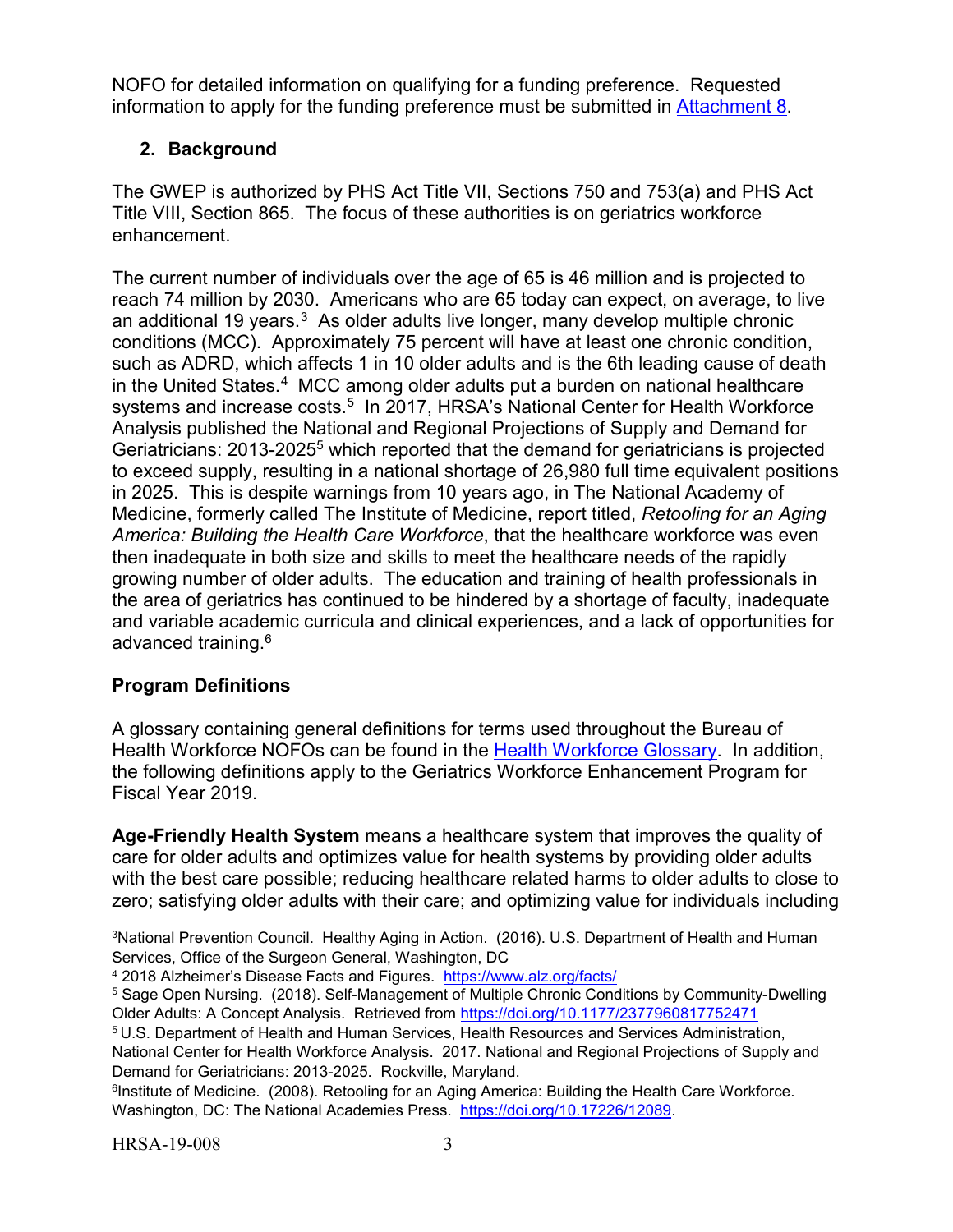NOFO for detailed information on qualifying for a funding preference. Requested information to apply for the funding preference must be submitted in Attachment 8.

## 2. Background

The GWEP is authorized by PHS Act Title VII, Sections 750 and 753(a) and PHS Act Title VIII, Section 865. The focus of these authorities is on geriatrics workforce enhancement.

The current number of individuals over the age of 65 is 46 million and is projected to reach 74 million by 2030. Americans who are 65 today can expect, on average, to live an additional 19 years.[3] As older adults live longer, many develop multiple chronic conditions (MCC). Approximately 75 percent will have at least one chronic condition, such as ADRD, which affects 1 in 10 older adults and is the 6th leading cause of death in the United States.[4] MCC among older adults put a burden on national healthcare systems and increase costs.[5] In 2017, HRSA's National Center for Health Workforce Analysis published the National and Regional Projections of Supply and Demand for Geriatricians: 2013-2025[5] which reported that the demand for geriatricians is projected to exceed supply, resulting in a national shortage of 26,980 full time equivalent positions in 2025. This is despite warnings from 10 years ago, in The National Academy of Medicine, formerly called The Institute of Medicine, report titled, *Retooling for an Aging America: Building the Health Care Workforce*, that the healthcare workforce was even then inadequate in both size and skills to meet the healthcare needs of the rapidly growing number of older adults. The education and training of health professionals in the area of geriatrics has continued to be hindered by a shortage of faculty, inadequate and variable academic curricula and clinical experiences, and a lack of opportunities for advanced training.[6]

### Program Definitions

A glossary containing general definitions for terms used throughout the Bureau of Health Workforce NOFOs can be found in the Health Workforce Glossary. In addition, the following definitions apply to the Geriatrics Workforce Enhancement Program for Fiscal Year 2019.

**Age-Friendly Health System** means a healthcare system that improves the quality of care for older adults and optimizes value for health systems by providing older adults with the best care possible; reducing healthcare related harms to older adults to close to zero; satisfying older adults with their care; and optimizing value for individuals including

---

[3] National Prevention Council. Healthy Aging in Action. (2016). U.S. Department of Health and Human Services, Office of the Surgeon General, Washington, DC

[4] 2018 Alzheimer's Disease Facts and Figures. https://www.alz.org/facts/

[5] Sage Open Nursing. (2018). Self-Management of Multiple Chronic Conditions by Community-Dwelling Older Adults: A Concept Analysis. Retrieved from https://doi.org/10.1177/2377960817752471

[5] U.S. Department of Health and Human Services, Health Resources and Services Administration, National Center for Health Workforce Analysis. 2017. National and Regional Projections of Supply and Demand for Geriatricians: 2013-2025. Rockville, Maryland.

[6] Institute of Medicine. (2008). Retooling for an Aging America: Building the Health Care Workforce. Washington, DC: The National Academies Press. https://doi.org/10.17226/12089.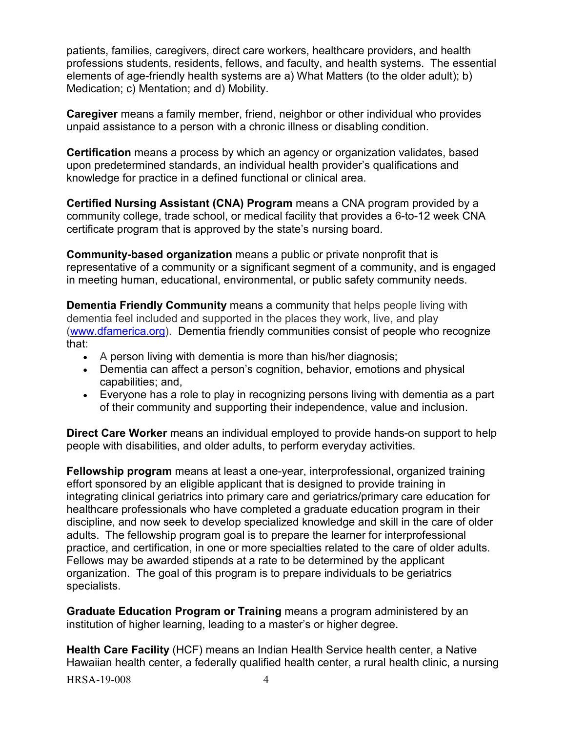patients, families, caregivers, direct care workers, healthcare providers, and health professions students, residents, fellows, and faculty, and health systems. The essential elements of age-friendly health systems are a) What Matters (to the older adult); b) Medication; c) Mentation; and d) Mobility.

**Caregiver** means a family member, friend, neighbor or other individual who provides unpaid assistance to a person with a chronic illness or disabling condition.

**Certification** means a process by which an agency or organization validates, based upon predetermined standards, an individual health provider's qualifications and knowledge for practice in a defined functional or clinical area.

**Certified Nursing Assistant (CNA) Program** means a CNA program provided by a community college, trade school, or medical facility that provides a 6-to-12 week CNA certificate program that is approved by the state's nursing board.

**Community-based organization** means a public or private nonprofit that is representative of a community or a significant segment of a community, and is engaged in meeting human, educational, environmental, or public safety community needs.

**Dementia Friendly Community** means a community that helps people living with dementia feel included and supported in the places they work, live, and play ([www.dfamerica.org](www.dfamerica.org)). Dementia friendly communities consist of people who recognize that:

- A person living with dementia is more than his/her diagnosis;
- Dementia can affect a person's cognition, behavior, emotions and physical capabilities; and,
- Everyone has a role to play in recognizing persons living with dementia as a part of their community and supporting their independence, value and inclusion.

**Direct Care Worker** means an individual employed to provide hands-on support to help people with disabilities, and older adults, to perform everyday activities.

**Fellowship program** means at least a one-year, interprofessional, organized training effort sponsored by an eligible applicant that is designed to provide training in integrating clinical geriatrics into primary care and geriatrics/primary care education for healthcare professionals who have completed a graduate education program in their discipline, and now seek to develop specialized knowledge and skill in the care of older adults. The fellowship program goal is to prepare the learner for interprofessional practice, and certification, in one or more specialties related to the care of older adults. Fellows may be awarded stipends at a rate to be determined by the applicant organization. The goal of this program is to prepare individuals to be geriatrics specialists.

**Graduate Education Program or Training** means a program administered by an institution of higher learning, leading to a master's or higher degree.

**Health Care Facility** (HCF) means an Indian Health Service health center, a Native Hawaiian health center, a federally qualified health center, a rural health clinic, a nursing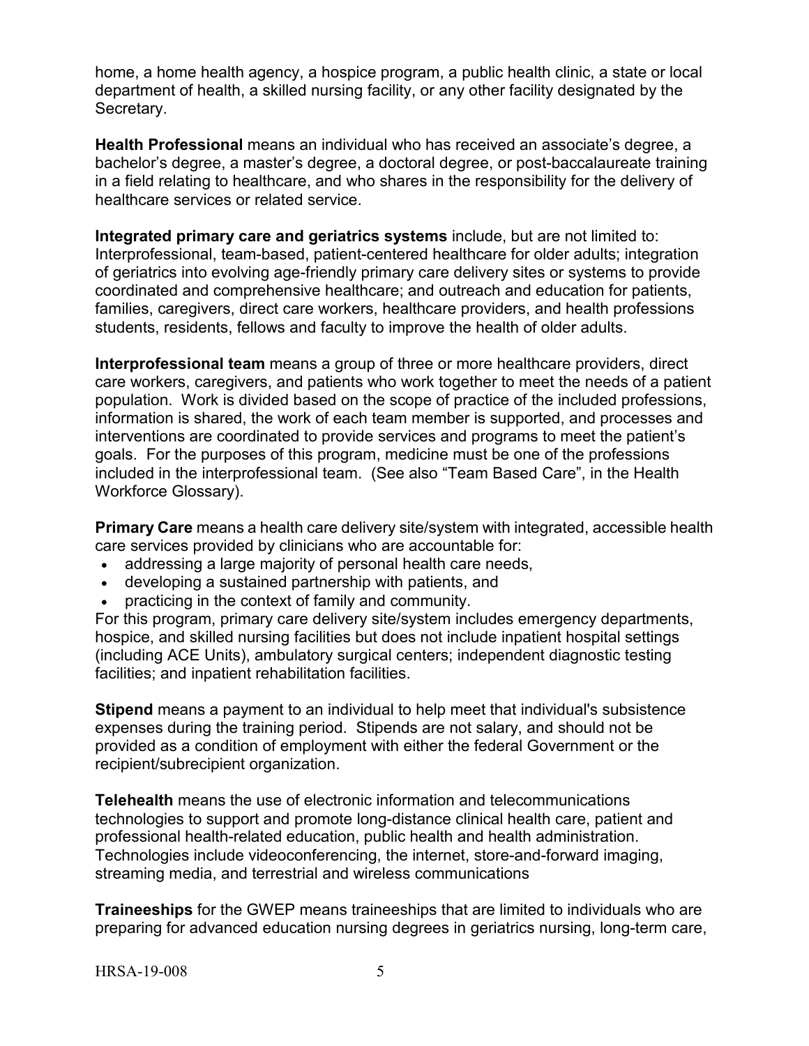home, a home health agency, a hospice program, a public health clinic, a state or local department of health, a skilled nursing facility, or any other facility designated by the Secretary.

**Health Professional** means an individual who has received an associate's degree, a bachelor's degree, a master's degree, a doctoral degree, or post-baccalaureate training in a field relating to healthcare, and who shares in the responsibility for the delivery of healthcare services or related service.

**Integrated primary care and geriatrics systems** include, but are not limited to: Interprofessional, team-based, patient-centered healthcare for older adults; integration of geriatrics into evolving age-friendly primary care delivery sites or systems to provide coordinated and comprehensive healthcare; and outreach and education for patients, families, caregivers, direct care workers, healthcare providers, and health professions students, residents, fellows and faculty to improve the health of older adults.

**Interprofessional team** means a group of three or more healthcare providers, direct care workers, caregivers, and patients who work together to meet the needs of a patient population. Work is divided based on the scope of practice of the included professions, information is shared, the work of each team member is supported, and processes and interventions are coordinated to provide services and programs to meet the patient's goals. For the purposes of this program, medicine must be one of the professions included in the interprofessional team. (See also "Team Based Care", in the Health Workforce Glossary).

**Primary Care** means a health care delivery site/system with integrated, accessible health care services provided by clinicians who are accountable for:

- addressing a large majority of personal health care needs,
- developing a sustained partnership with patients, and
- practicing in the context of family and community.

For this program, primary care delivery site/system includes emergency departments, hospice, and skilled nursing facilities but does not include inpatient hospital settings (including ACE Units), ambulatory surgical centers; independent diagnostic testing facilities; and inpatient rehabilitation facilities.

**Stipend** means a payment to an individual to help meet that individual's subsistence expenses during the training period. Stipends are not salary, and should not be provided as a condition of employment with either the federal Government or the recipient/subrecipient organization.

**Telehealth** means the use of electronic information and telecommunications technologies to support and promote long-distance clinical health care, patient and professional health-related education, public health and health administration. Technologies include videoconferencing, the internet, store-and-forward imaging, streaming media, and terrestrial and wireless communications

**Traineeships** for the GWEP means traineeships that are limited to individuals who are preparing for advanced education nursing degrees in geriatrics nursing, long-term care,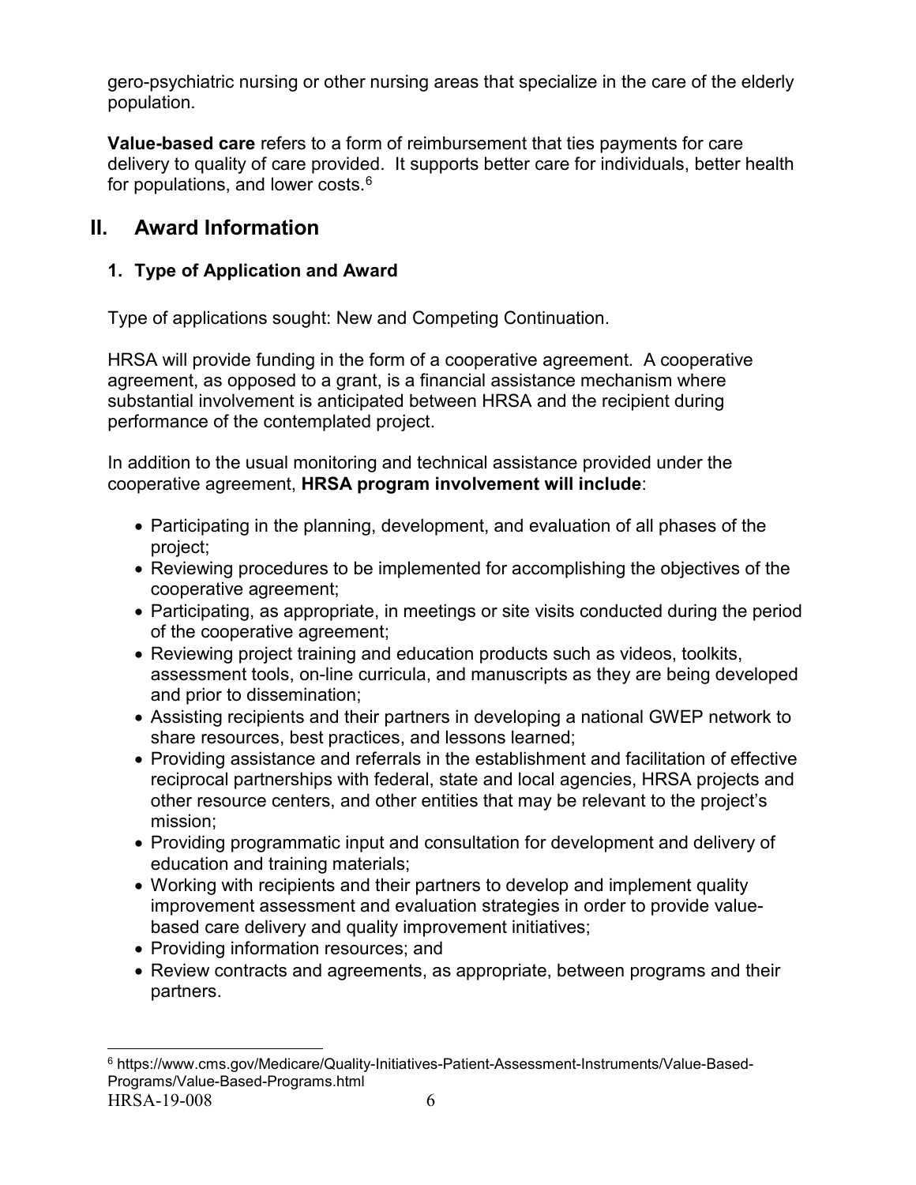gero-psychiatric nursing or other nursing areas that specialize in the care of the elderly population.

**Value-based care** refers to a form of reimbursement that ties payments for care delivery to quality of care provided. It supports better care for individuals, better health for populations, and lower costs.[6]

## II. Award Information

### 1. Type of Application and Award

Type of applications sought: New and Competing Continuation.

HRSA will provide funding in the form of a cooperative agreement. A cooperative agreement, as opposed to a grant, is a financial assistance mechanism where substantial involvement is anticipated between HRSA and the recipient during performance of the contemplated project.

In addition to the usual monitoring and technical assistance provided under the cooperative agreement, **HRSA program involvement will include**:

- Participating in the planning, development, and evaluation of all phases of the project;
- Reviewing procedures to be implemented for accomplishing the objectives of the cooperative agreement;
- Participating, as appropriate, in meetings or site visits conducted during the period of the cooperative agreement;
- Reviewing project training and education products such as videos, toolkits, assessment tools, on-line curricula, and manuscripts as they are being developed and prior to dissemination;
- Assisting recipients and their partners in developing a national GWEP network to share resources, best practices, and lessons learned;
- Providing assistance and referrals in the establishment and facilitation of effective reciprocal partnerships with federal, state and local agencies, HRSA projects and other resource centers, and other entities that may be relevant to the project's mission;
- Providing programmatic input and consultation for development and delivery of education and training materials;
- Working with recipients and their partners to develop and implement quality improvement assessment and evaluation strategies in order to provide value-based care delivery and quality improvement initiatives;
- Providing information resources; and
- Review contracts and agreements, as appropriate, between programs and their partners.

[6] https://www.cms.gov/Medicare/Quality-Initiatives-Patient-Assessment-Instruments/Value-Based-Programs/Value-Based-Programs.html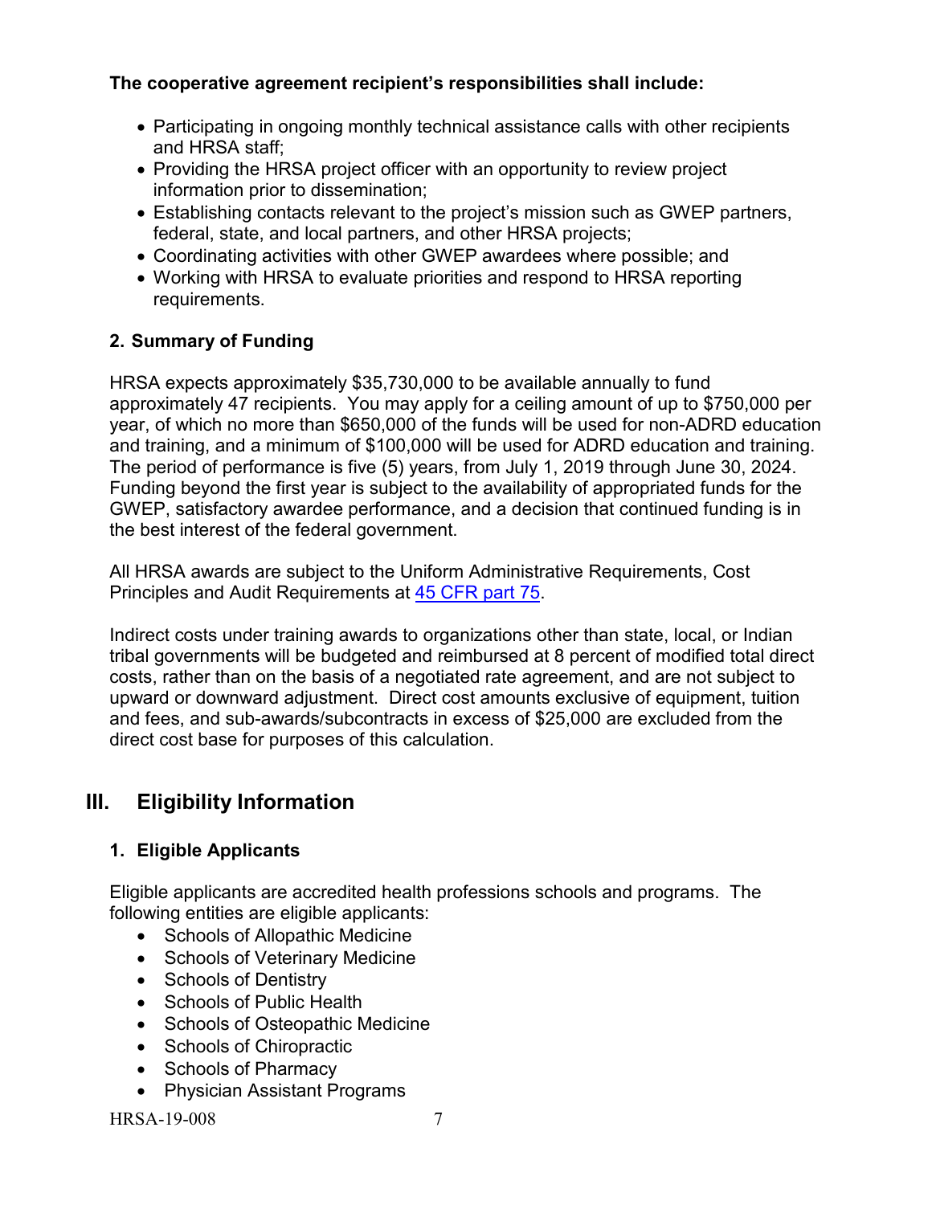**The cooperative agreement recipient's responsibilities shall include:**

- Participating in ongoing monthly technical assistance calls with other recipients and HRSA staff;
- Providing the HRSA project officer with an opportunity to review project information prior to dissemination;
- Establishing contacts relevant to the project's mission such as GWEP partners, federal, state, and local partners, and other HRSA projects;
- Coordinating activities with other GWEP awardees where possible; and
- Working with HRSA to evaluate priorities and respond to HRSA reporting requirements.

### 2. Summary of Funding

HRSA expects approximately $35,730,000 to be available annually to fund approximately 47 recipients. You may apply for a ceiling amount of up to $750,000 per year, of which no more than $650,000 of the funds will be used for non-ADRD education and training, and a minimum of $100,000 will be used for ADRD education and training. The period of performance is five (5) years, from July 1, 2019 through June 30, 2024. Funding beyond the first year is subject to the availability of appropriated funds for the GWEP, satisfactory awardee performance, and a decision that continued funding is in the best interest of the federal government.

All HRSA awards are subject to the Uniform Administrative Requirements, Cost Principles and Audit Requirements at [45 CFR part 75](http://www.ecfr.gov/cgi-bin/retrieveECFR?gp=1&SID=4d52364ec83fab994c665943dadf9cf7&ty=HTML&h=L&r=PART&n=pt45.1.75).

Indirect costs under training awards to organizations other than state, local, or Indian tribal governments will be budgeted and reimbursed at 8 percent of modified total direct costs, rather than on the basis of a negotiated rate agreement, and are not subject to upward or downward adjustment. Direct cost amounts exclusive of equipment, tuition and fees, and sub-awards/subcontracts in excess of $25,000 are excluded from the direct cost base for purposes of this calculation.

## III. Eligibility Information

### 1. Eligible Applicants

Eligible applicants are accredited health professions schools and programs. The following entities are eligible applicants:

- Schools of Allopathic Medicine
- Schools of Veterinary Medicine
- Schools of Dentistry
- Schools of Public Health
- Schools of Osteopathic Medicine
- Schools of Chiropractic
- Schools of Pharmacy
- Physician Assistant Programs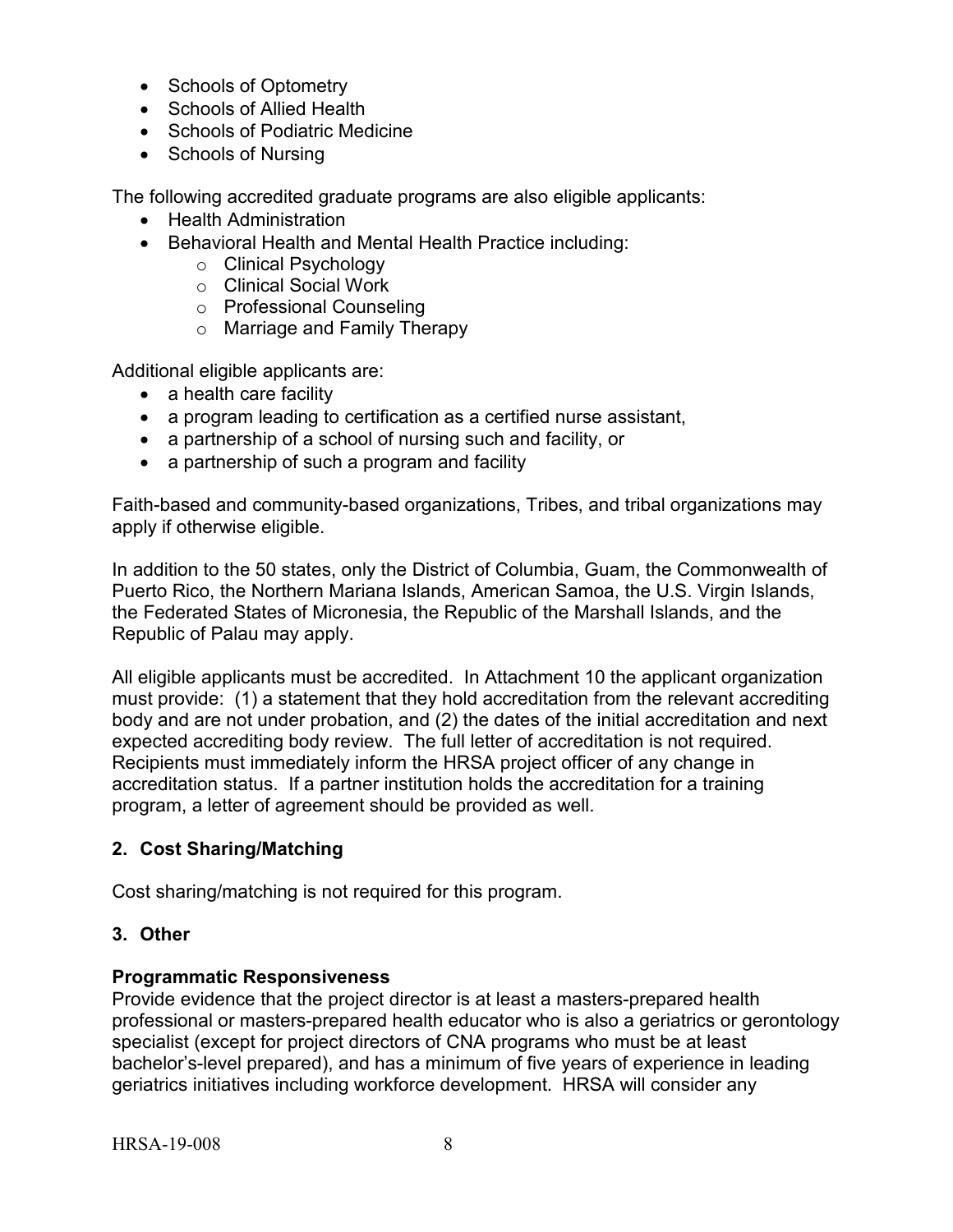- Schools of Optometry
- Schools of Allied Health
- Schools of Podiatric Medicine
- Schools of Nursing

The following accredited graduate programs are also eligible applicants:

- Health Administration
- Behavioral Health and Mental Health Practice including:
    - Clinical Psychology
    - Clinical Social Work
    - Professional Counseling
    - Marriage and Family Therapy

Additional eligible applicants are:

- a health care facility
- a program leading to certification as a certified nurse assistant,
- a partnership of a school of nursing such and facility, or
- a partnership of such a program and facility

Faith-based and community-based organizations, Tribes, and tribal organizations may apply if otherwise eligible.

In addition to the 50 states, only the District of Columbia, Guam, the Commonwealth of Puerto Rico, the Northern Mariana Islands, American Samoa, the U.S. Virgin Islands, the Federated States of Micronesia, the Republic of the Marshall Islands, and the Republic of Palau may apply.

All eligible applicants must be accredited. In Attachment 10 the applicant organization must provide: (1) a statement that they hold accreditation from the relevant accrediting body and are not under probation, and (2) the dates of the initial accreditation and next expected accrediting body review. The full letter of accreditation is not required. Recipients must immediately inform the HRSA project officer of any change in accreditation status. If a partner institution holds the accreditation for a training program, a letter of agreement should be provided as well.

### 2. Cost Sharing/Matching

Cost sharing/matching is not required for this program.

### 3. Other

**Programmatic Responsiveness**

Provide evidence that the project director is at least a masters-prepared health professional or masters-prepared health educator who is also a geriatrics or gerontology specialist (except for project directors of CNA programs who must be at least bachelor's-level prepared), and has a minimum of five years of experience in leading geriatrics initiatives including workforce development. HRSA will consider any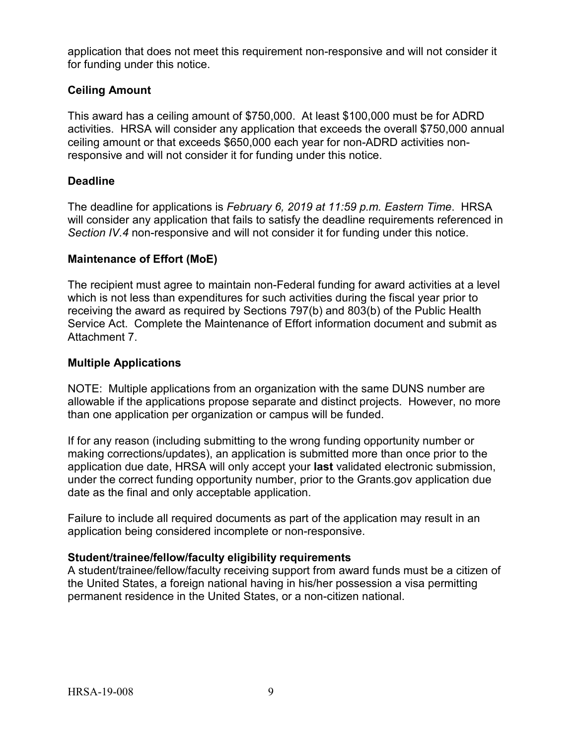application that does not meet this requirement non-responsive and will not consider it for funding under this notice.

### Ceiling Amount

This award has a ceiling amount of $750,000. At least $100,000 must be for ADRD activities. HRSA will consider any application that exceeds the overall $750,000 annual ceiling amount or that exceeds $650,000 each year for non-ADRD activities non-responsive and will not consider it for funding under this notice.

### Deadline

The deadline for applications is *February 6, 2019 at 11:59 p.m. Eastern Time*. HRSA will consider any application that fails to satisfy the deadline requirements referenced in *Section IV.4* non-responsive and will not consider it for funding under this notice.

### Maintenance of Effort (MoE)

The recipient must agree to maintain non-Federal funding for award activities at a level which is not less than expenditures for such activities during the fiscal year prior to receiving the award as required by Sections 797(b) and 803(b) of the Public Health Service Act. Complete the Maintenance of Effort information document and submit as Attachment 7.

### Multiple Applications

NOTE: Multiple applications from an organization with the same DUNS number are allowable if the applications propose separate and distinct projects. However, no more than one application per organization or campus will be funded.

If for any reason (including submitting to the wrong funding opportunity number or making corrections/updates), an application is submitted more than once prior to the application due date, HRSA will only accept your **last** validated electronic submission, under the correct funding opportunity number, prior to the Grants.gov application due date as the final and only acceptable application.

Failure to include all required documents as part of the application may result in an application being considered incomplete or non-responsive.

**Student/trainee/fellow/faculty eligibility requirements**

A student/trainee/fellow/faculty receiving support from award funds must be a citizen of the United States, a foreign national having in his/her possession a visa permitting permanent residence in the United States, or a non-citizen national.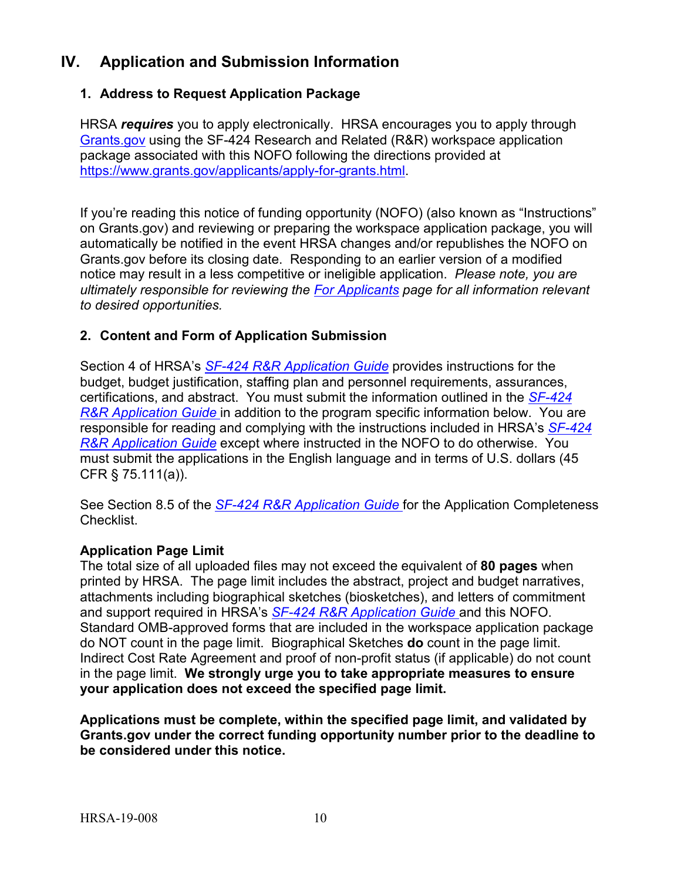## IV. Application and Submission Information

### 1. Address to Request Application Package

HRSA ***requires*** you to apply electronically. HRSA encourages you to apply through [Grants.gov](Grants.gov) using the SF-424 Research and Related (R&R) workspace application package associated with this NOFO following the directions provided at https://www.grants.gov/applicants/apply-for-grants.html.

If you're reading this notice of funding opportunity (NOFO) (also known as "Instructions" on Grants.gov) and reviewing or preparing the workspace application package, you will automatically be notified in the event HRSA changes and/or republishes the NOFO on Grants.gov before its closing date. Responding to an earlier version of a modified notice may result in a less competitive or ineligible application. *Please note, you are ultimately responsible for reviewing the For Applicants page for all information relevant to desired opportunities.*

### 2. Content and Form of Application Submission

Section 4 of HRSA's *SF-424 R&R Application Guide* provides instructions for the budget, budget justification, staffing plan and personnel requirements, assurances, certifications, and abstract. You must submit the information outlined in the *SF-424 R&R Application Guide* in addition to the program specific information below. You are responsible for reading and complying with the instructions included in HRSA's *SF-424 R&R Application Guide* except where instructed in the NOFO to do otherwise. You must submit the applications in the English language and in terms of U.S. dollars (45 CFR § 75.111(a)).

See Section 8.5 of the *SF-424 R&R Application Guide* for the Application Completeness Checklist.

**Application Page Limit**

The total size of all uploaded files may not exceed the equivalent of **80 pages** when printed by HRSA. The page limit includes the abstract, project and budget narratives, attachments including biographical sketches (biosketches), and letters of commitment and support required in HRSA's *SF-424 R&R Application Guide* and this NOFO. Standard OMB-approved forms that are included in the workspace application package do NOT count in the page limit. Biographical Sketches **do** count in the page limit. Indirect Cost Rate Agreement and proof of non-profit status (if applicable) do not count in the page limit. **We strongly urge you to take appropriate measures to ensure your application does not exceed the specified page limit.**

**Applications must be complete, within the specified page limit, and validated by Grants.gov under the correct funding opportunity number prior to the deadline to be considered under this notice.**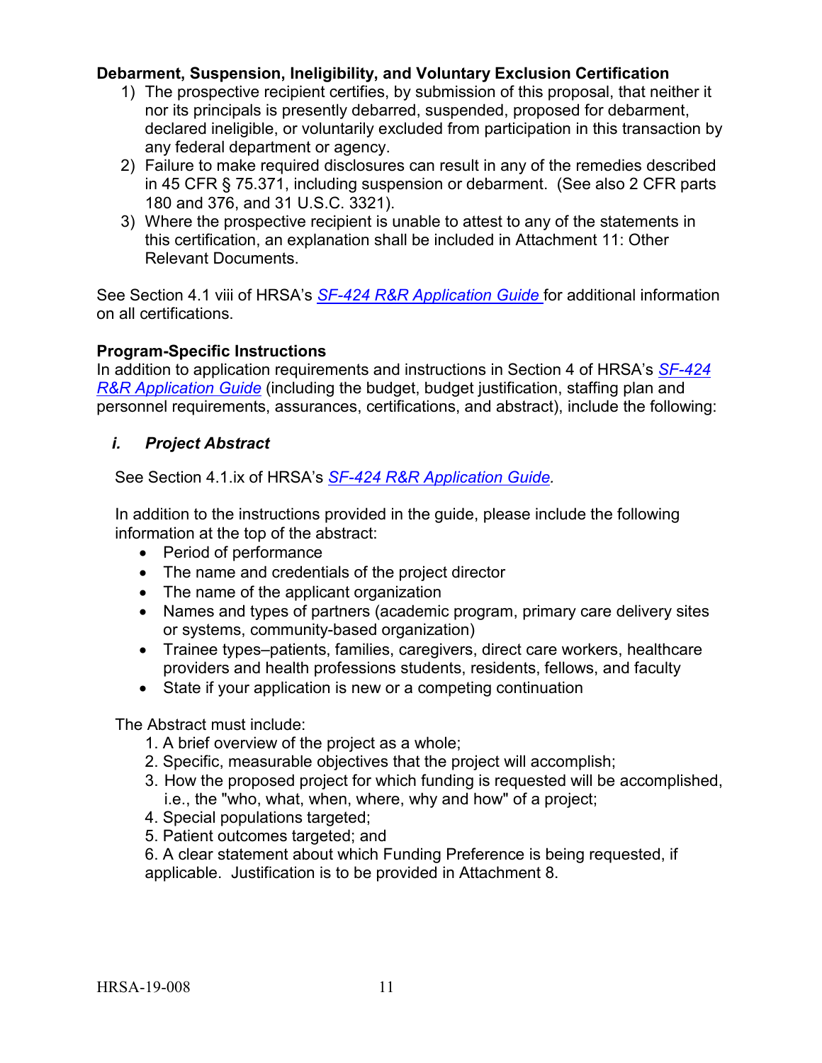**Debarment, Suspension, Ineligibility, and Voluntary Exclusion Certification**

1) The prospective recipient certifies, by submission of this proposal, that neither it nor its principals is presently debarred, suspended, proposed for debarment, declared ineligible, or voluntarily excluded from participation in this transaction by any federal department or agency.
2) Failure to make required disclosures can result in any of the remedies described in 45 CFR § 75.371, including suspension or debarment. (See also 2 CFR parts 180 and 376, and 31 U.S.C. 3321).
3) Where the prospective recipient is unable to attest to any of the statements in this certification, an explanation shall be included in Attachment 11: Other Relevant Documents.

See Section 4.1 viii of HRSA's *SF-424 R&R Application Guide* for additional information on all certifications.

**Program-Specific Instructions**

In addition to application requirements and instructions in Section 4 of HRSA's *SF-424 R&R Application Guide* (including the budget, budget justification, staffing plan and personnel requirements, assurances, certifications, and abstract), include the following:

***i. Project Abstract***

See Section 4.1.ix of HRSA's *SF-424 R&R Application Guide.*

In addition to the instructions provided in the guide, please include the following information at the top of the abstract:

- Period of performance
- The name and credentials of the project director
- The name of the applicant organization
- Names and types of partners (academic program, primary care delivery sites or systems, community-based organization)
- Trainee types–patients, families, caregivers, direct care workers, healthcare providers and health professions students, residents, fellows, and faculty
- State if your application is new or a competing continuation

The Abstract must include:

1. A brief overview of the project as a whole;
2. Specific, measurable objectives that the project will accomplish;
3. How the proposed project for which funding is requested will be accomplished, i.e., the "who, what, when, where, why and how" of a project;
4. Special populations targeted;
5. Patient outcomes targeted; and
6. A clear statement about which Funding Preference is being requested, if applicable. Justification is to be provided in Attachment 8.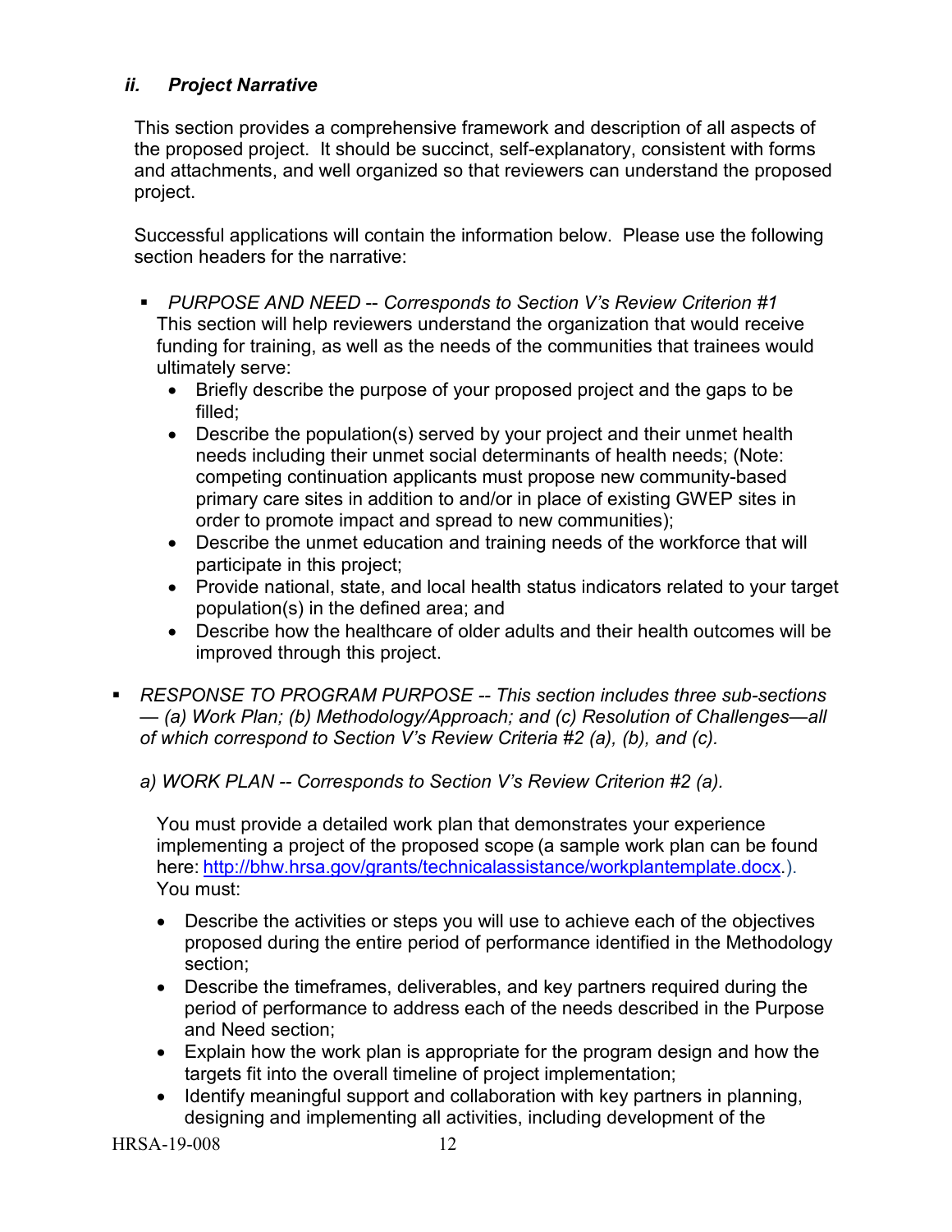### *ii. Project Narrative*

This section provides a comprehensive framework and description of all aspects of the proposed project. It should be succinct, self-explanatory, consistent with forms and attachments, and well organized so that reviewers can understand the proposed project.

Successful applications will contain the information below. Please use the following section headers for the narrative:

- *PURPOSE AND NEED -- Corresponds to Section V's Review Criterion #1*
  This section will help reviewers understand the organization that would receive funding for training, as well as the needs of the communities that trainees would ultimately serve:
  - Briefly describe the purpose of your proposed project and the gaps to be filled;
  - Describe the population(s) served by your project and their unmet health needs including their unmet social determinants of health needs; (Note: competing continuation applicants must propose new community-based primary care sites in addition to and/or in place of existing GWEP sites in order to promote impact and spread to new communities);
  - Describe the unmet education and training needs of the workforce that will participate in this project;
  - Provide national, state, and local health status indicators related to your target population(s) in the defined area; and
  - Describe how the healthcare of older adults and their health outcomes will be improved through this project.

- *RESPONSE TO PROGRAM PURPOSE -- This section includes three sub-sections — (a) Work Plan; (b) Methodology/Approach; and (c) Resolution of Challenges—all of which correspond to Section V's Review Criteria #2 (a), (b), and (c).*

  *a) WORK PLAN -- Corresponds to Section V's Review Criterion #2 (a).*

  You must provide a detailed work plan that demonstrates your experience implementing a project of the proposed scope (a sample work plan can be found here: http://bhw.hrsa.gov/grants/technicalassistance/workplantemplate.docx.). You must:

  - Describe the activities or steps you will use to achieve each of the objectives proposed during the entire period of performance identified in the Methodology section;
  - Describe the timeframes, deliverables, and key partners required during the period of performance to address each of the needs described in the Purpose and Need section;
  - Explain how the work plan is appropriate for the program design and how the targets fit into the overall timeline of project implementation;
  - Identify meaningful support and collaboration with key partners in planning, designing and implementing all activities, including development of the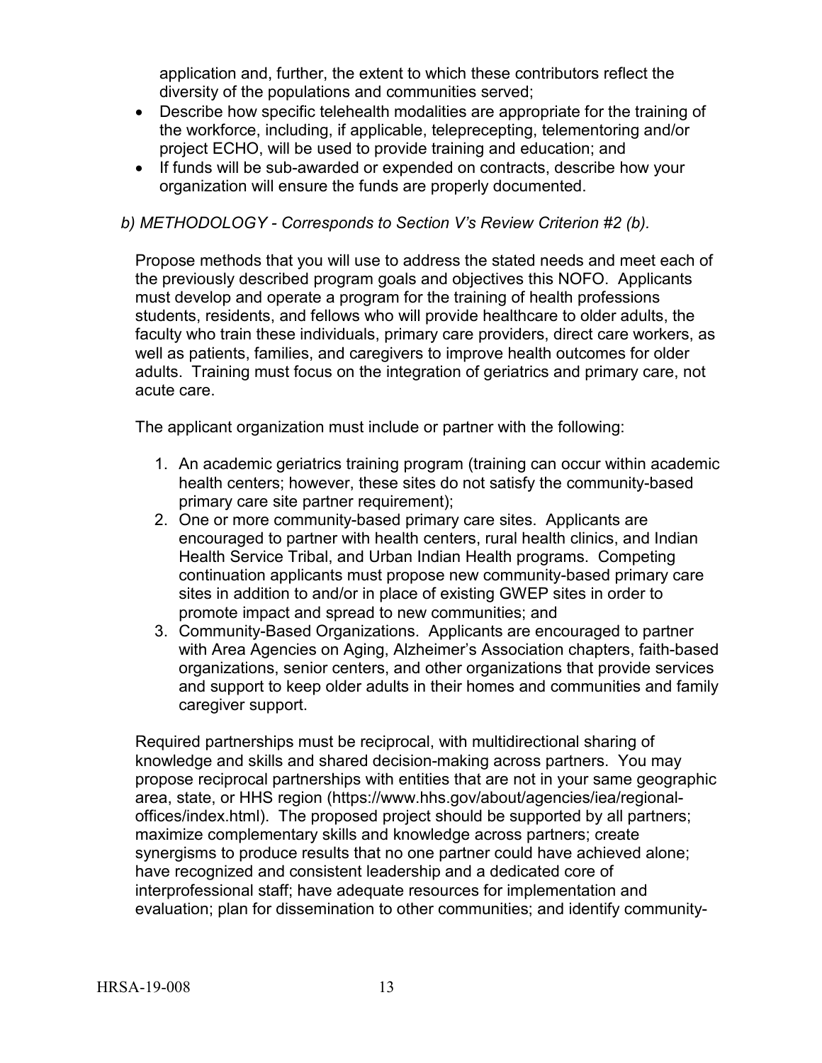application and, further, the extent to which these contributors reflect the diversity of the populations and communities served;

- Describe how specific telehealth modalities are appropriate for the training of the workforce, including, if applicable, teleprecepting, telementoring and/or project ECHO, will be used to provide training and education; and
- If funds will be sub-awarded or expended on contracts, describe how your organization will ensure the funds are properly documented.

*b) METHODOLOGY - Corresponds to Section V's Review Criterion #2 (b).*

Propose methods that you will use to address the stated needs and meet each of the previously described program goals and objectives this NOFO. Applicants must develop and operate a program for the training of health professions students, residents, and fellows who will provide healthcare to older adults, the faculty who train these individuals, primary care providers, direct care workers, as well as patients, families, and caregivers to improve health outcomes for older adults. Training must focus on the integration of geriatrics and primary care, not acute care.

The applicant organization must include or partner with the following:

1. An academic geriatrics training program (training can occur within academic health centers; however, these sites do not satisfy the community-based primary care site partner requirement);
2. One or more community-based primary care sites. Applicants are encouraged to partner with health centers, rural health clinics, and Indian Health Service Tribal, and Urban Indian Health programs. Competing continuation applicants must propose new community-based primary care sites in addition to and/or in place of existing GWEP sites in order to promote impact and spread to new communities; and
3. Community-Based Organizations. Applicants are encouraged to partner with Area Agencies on Aging, Alzheimer's Association chapters, faith-based organizations, senior centers, and other organizations that provide services and support to keep older adults in their homes and communities and family caregiver support.

Required partnerships must be reciprocal, with multidirectional sharing of knowledge and skills and shared decision-making across partners. You may propose reciprocal partnerships with entities that are not in your same geographic area, state, or HHS region (https://www.hhs.gov/about/agencies/iea/regional-offices/index.html). The proposed project should be supported by all partners; maximize complementary skills and knowledge across partners; create synergisms to produce results that no one partner could have achieved alone; have recognized and consistent leadership and a dedicated core of interprofessional staff; have adequate resources for implementation and evaluation; plan for dissemination to other communities; and identify community-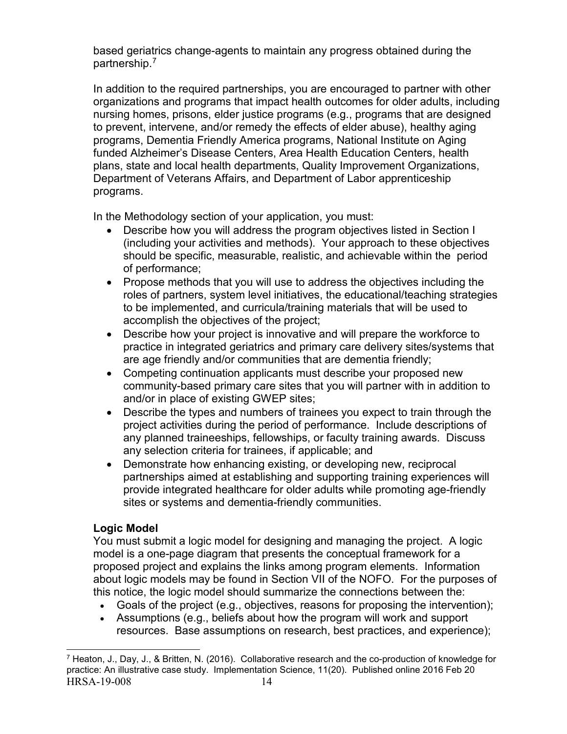based geriatrics change-agents to maintain any progress obtained during the partnership.[7]

In addition to the required partnerships, you are encouraged to partner with other organizations and programs that impact health outcomes for older adults, including nursing homes, prisons, elder justice programs (e.g., programs that are designed to prevent, intervene, and/or remedy the effects of elder abuse), healthy aging programs, Dementia Friendly America programs, National Institute on Aging funded Alzheimer's Disease Centers, Area Health Education Centers, health plans, state and local health departments, Quality Improvement Organizations, Department of Veterans Affairs, and Department of Labor apprenticeship programs.

In the Methodology section of your application, you must:

- Describe how you will address the program objectives listed in Section I (including your activities and methods). Your approach to these objectives should be specific, measurable, realistic, and achievable within the period of performance;
- Propose methods that you will use to address the objectives including the roles of partners, system level initiatives, the educational/teaching strategies to be implemented, and curricula/training materials that will be used to accomplish the objectives of the project;
- Describe how your project is innovative and will prepare the workforce to practice in integrated geriatrics and primary care delivery sites/systems that are age friendly and/or communities that are dementia friendly;
- Competing continuation applicants must describe your proposed new community-based primary care sites that you will partner with in addition to and/or in place of existing GWEP sites;
- Describe the types and numbers of trainees you expect to train through the project activities during the period of performance. Include descriptions of any planned traineeships, fellowships, or faculty training awards. Discuss any selection criteria for trainees, if applicable; and
- Demonstrate how enhancing existing, or developing new, reciprocal partnerships aimed at establishing and supporting training experiences will provide integrated healthcare for older adults while promoting age-friendly sites or systems and dementia-friendly communities.

**Logic Model**

You must submit a logic model for designing and managing the project. A logic model is a one-page diagram that presents the conceptual framework for a proposed project and explains the links among program elements. Information about logic models may be found in Section VII of the NOFO. For the purposes of this notice, the logic model should summarize the connections between the:

- Goals of the project (e.g., objectives, reasons for proposing the intervention);
- Assumptions (e.g., beliefs about how the program will work and support resources. Base assumptions on research, best practices, and experience);

[7] Heaton, J., Day, J., & Britten, N. (2016). Collaborative research and the co-production of knowledge for practice: An illustrative case study. Implementation Science, 11(20). Published online 2016 Feb 20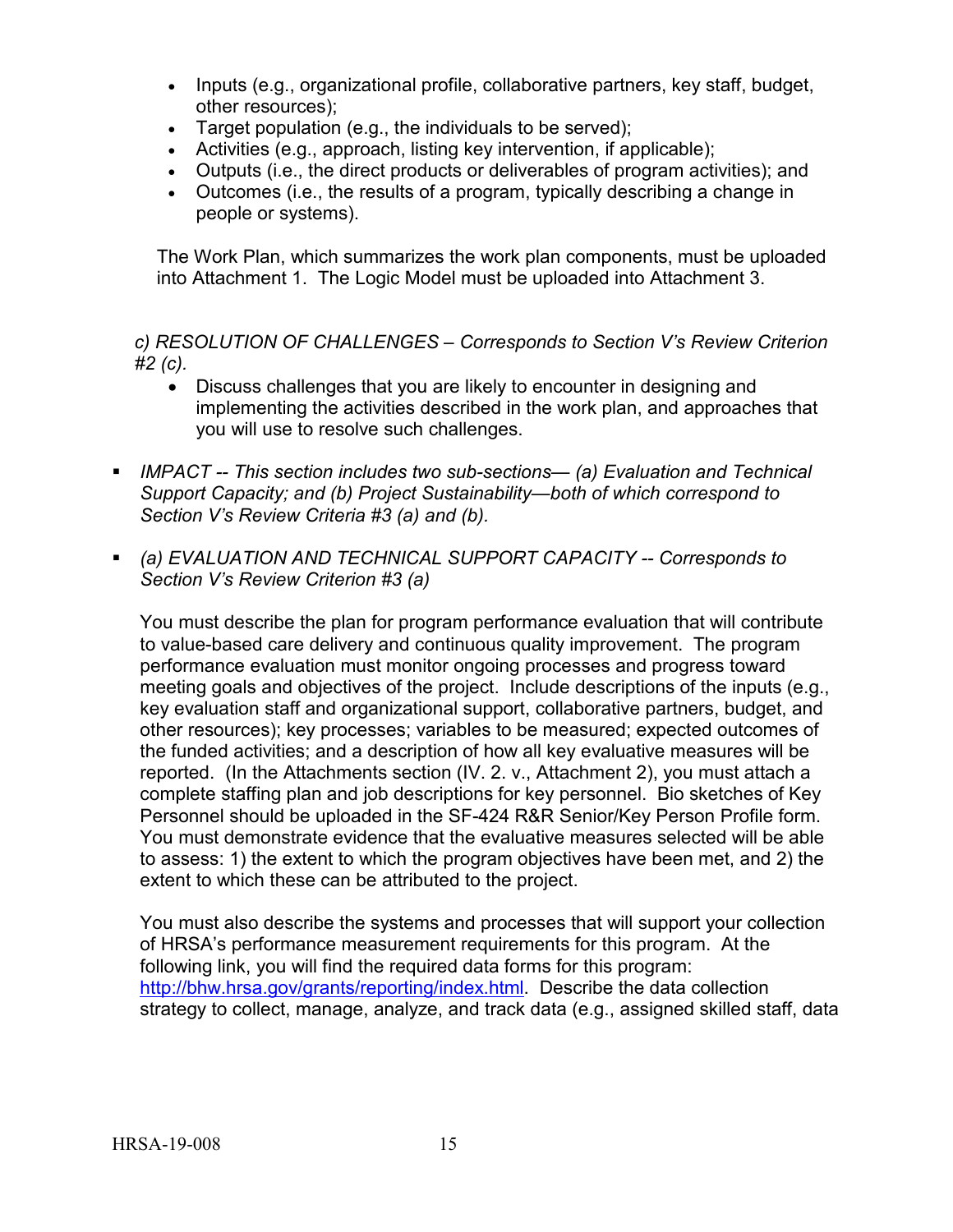- Inputs (e.g., organizational profile, collaborative partners, key staff, budget, other resources);
- Target population (e.g., the individuals to be served);
- Activities (e.g., approach, listing key intervention, if applicable);
- Outputs (i.e., the direct products or deliverables of program activities); and
- Outcomes (i.e., the results of a program, typically describing a change in people or systems).

The Work Plan, which summarizes the work plan components, must be uploaded into Attachment 1. The Logic Model must be uploaded into Attachment 3.

*c) RESOLUTION OF CHALLENGES – Corresponds to Section V's Review Criterion #2 (c).*

- Discuss challenges that you are likely to encounter in designing and implementing the activities described in the work plan, and approaches that you will use to resolve such challenges.

- *IMPACT -- This section includes two sub-sections— (a) Evaluation and Technical Support Capacity; and (b) Project Sustainability—both of which correspond to Section V's Review Criteria #3 (a) and (b).*

- *(a) EVALUATION AND TECHNICAL SUPPORT CAPACITY -- Corresponds to Section V's Review Criterion #3 (a)*

  You must describe the plan for program performance evaluation that will contribute to value-based care delivery and continuous quality improvement. The program performance evaluation must monitor ongoing processes and progress toward meeting goals and objectives of the project. Include descriptions of the inputs (e.g., key evaluation staff and organizational support, collaborative partners, budget, and other resources); key processes; variables to be measured; expected outcomes of the funded activities; and a description of how all key evaluative measures will be reported. (In the Attachments section (IV. 2. v., Attachment 2), you must attach a complete staffing plan and job descriptions for key personnel. Bio sketches of Key Personnel should be uploaded in the SF-424 R&R Senior/Key Person Profile form. You must demonstrate evidence that the evaluative measures selected will be able to assess: 1) the extent to which the program objectives have been met, and 2) the extent to which these can be attributed to the project.

  You must also describe the systems and processes that will support your collection of HRSA's performance measurement requirements for this program. At the following link, you will find the required data forms for this program: [http://bhw.hrsa.gov/grants/reporting/index.html](http://bhw.hrsa.gov/grants/reporting/index.html). Describe the data collection strategy to collect, manage, analyze, and track data (e.g., assigned skilled staff, data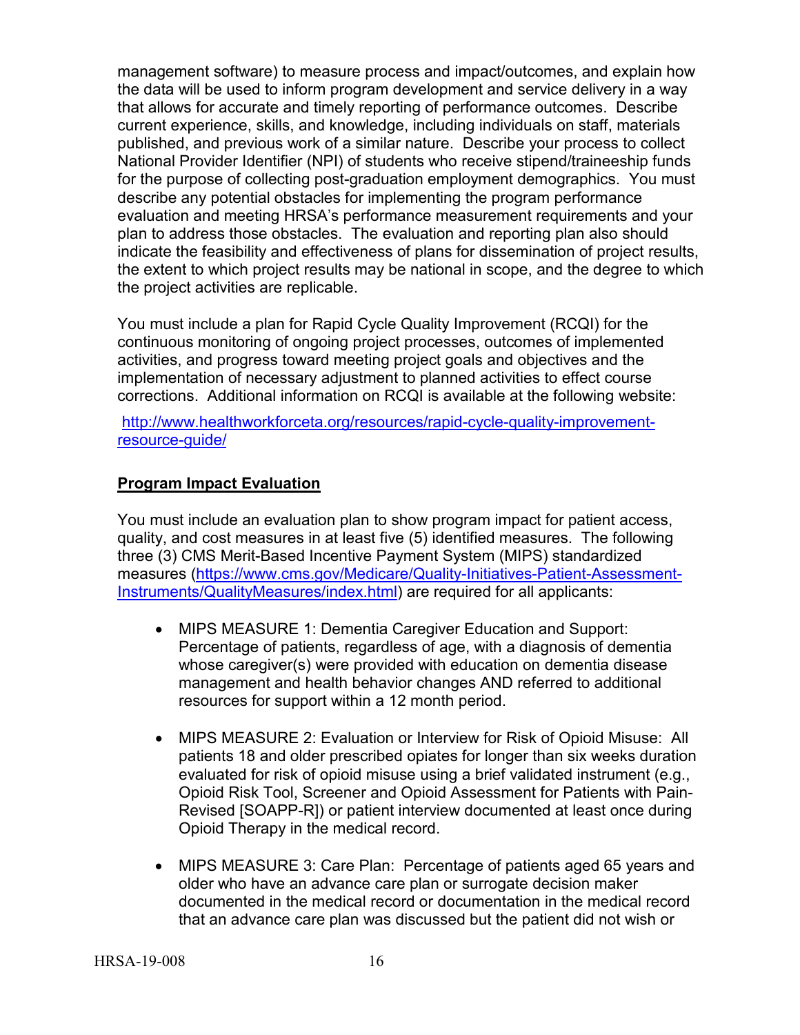management software) to measure process and impact/outcomes, and explain how the data will be used to inform program development and service delivery in a way that allows for accurate and timely reporting of performance outcomes. Describe current experience, skills, and knowledge, including individuals on staff, materials published, and previous work of a similar nature. Describe your process to collect National Provider Identifier (NPI) of students who receive stipend/traineeship funds for the purpose of collecting post-graduation employment demographics. You must describe any potential obstacles for implementing the program performance evaluation and meeting HRSA's performance measurement requirements and your plan to address those obstacles. The evaluation and reporting plan also should indicate the feasibility and effectiveness of plans for dissemination of project results, the extent to which project results may be national in scope, and the degree to which the project activities are replicable.

You must include a plan for Rapid Cycle Quality Improvement (RCQI) for the continuous monitoring of ongoing project processes, outcomes of implemented activities, and progress toward meeting project goals and objectives and the implementation of necessary adjustment to planned activities to effect course corrections. Additional information on RCQI is available at the following website:

http://www.healthworkforceta.org/resources/rapid-cycle-quality-improvement-resource-guide/

**Program Impact Evaluation**

You must include an evaluation plan to show program impact for patient access, quality, and cost measures in at least five (5) identified measures. The following three (3) CMS Merit-Based Incentive Payment System (MIPS) standardized measures (https://www.cms.gov/Medicare/Quality-Initiatives-Patient-Assessment-Instruments/QualityMeasures/index.html) are required for all applicants:

- MIPS MEASURE 1: Dementia Caregiver Education and Support: Percentage of patients, regardless of age, with a diagnosis of dementia whose caregiver(s) were provided with education on dementia disease management and health behavior changes AND referred to additional resources for support within a 12 month period.

- MIPS MEASURE 2: Evaluation or Interview for Risk of Opioid Misuse: All patients 18 and older prescribed opiates for longer than six weeks duration evaluated for risk of opioid misuse using a brief validated instrument (e.g., Opioid Risk Tool, Screener and Opioid Assessment for Patients with Pain-Revised [SOAPP-R]) or patient interview documented at least once during Opioid Therapy in the medical record.

- MIPS MEASURE 3: Care Plan: Percentage of patients aged 65 years and older who have an advance care plan or surrogate decision maker documented in the medical record or documentation in the medical record that an advance care plan was discussed but the patient did not wish or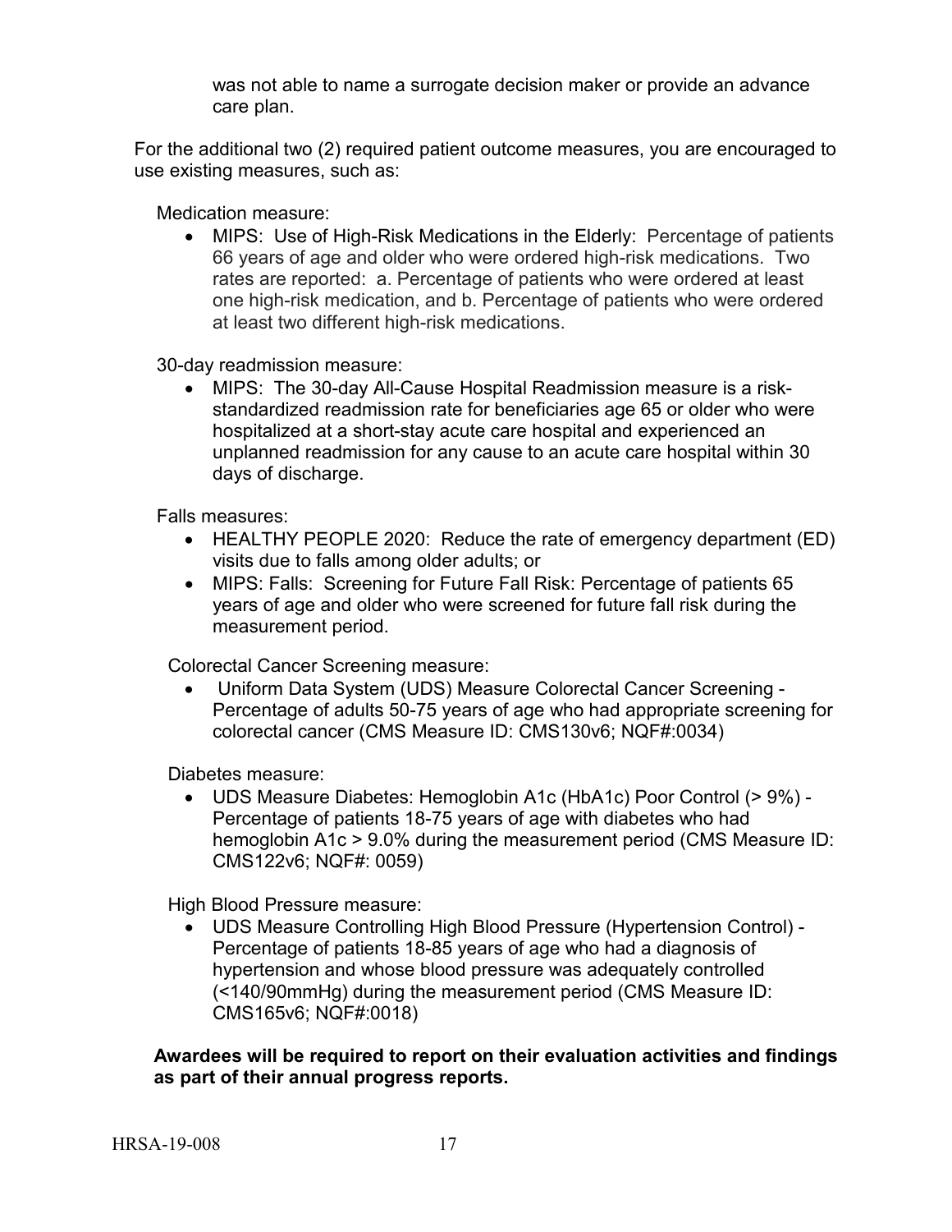was not able to name a surrogate decision maker or provide an advance care plan.

For the additional two (2) required patient outcome measures, you are encouraged to use existing measures, such as:

Medication measure:

- MIPS: Use of High-Risk Medications in the Elderly: Percentage of patients 66 years of age and older who were ordered high-risk medications. Two rates are reported: a. Percentage of patients who were ordered at least one high-risk medication, and b. Percentage of patients who were ordered at least two different high-risk medications.

30-day readmission measure:

- MIPS: The 30-day All-Cause Hospital Readmission measure is a risk-standardized readmission rate for beneficiaries age 65 or older who were hospitalized at a short-stay acute care hospital and experienced an unplanned readmission for any cause to an acute care hospital within 30 days of discharge.

Falls measures:

- HEALTHY PEOPLE 2020: Reduce the rate of emergency department (ED) visits due to falls among older adults; or
- MIPS: Falls: Screening for Future Fall Risk: Percentage of patients 65 years of age and older who were screened for future fall risk during the measurement period.

Colorectal Cancer Screening measure:

- Uniform Data System (UDS) Measure Colorectal Cancer Screening - Percentage of adults 50-75 years of age who had appropriate screening for colorectal cancer (CMS Measure ID: CMS130v6; NQF#:0034)

Diabetes measure:

- UDS Measure Diabetes: Hemoglobin A1c (HbA1c) Poor Control (> 9%) - Percentage of patients 18-75 years of age with diabetes who had hemoglobin A1c > 9.0% during the measurement period (CMS Measure ID: CMS122v6; NQF#: 0059)

High Blood Pressure measure:

- UDS Measure Controlling High Blood Pressure (Hypertension Control) - Percentage of patients 18-85 years of age who had a diagnosis of hypertension and whose blood pressure was adequately controlled (<140/90mmHg) during the measurement period (CMS Measure ID: CMS165v6; NQF#:0018)

**Awardees will be required to report on their evaluation activities and findings as part of their annual progress reports.**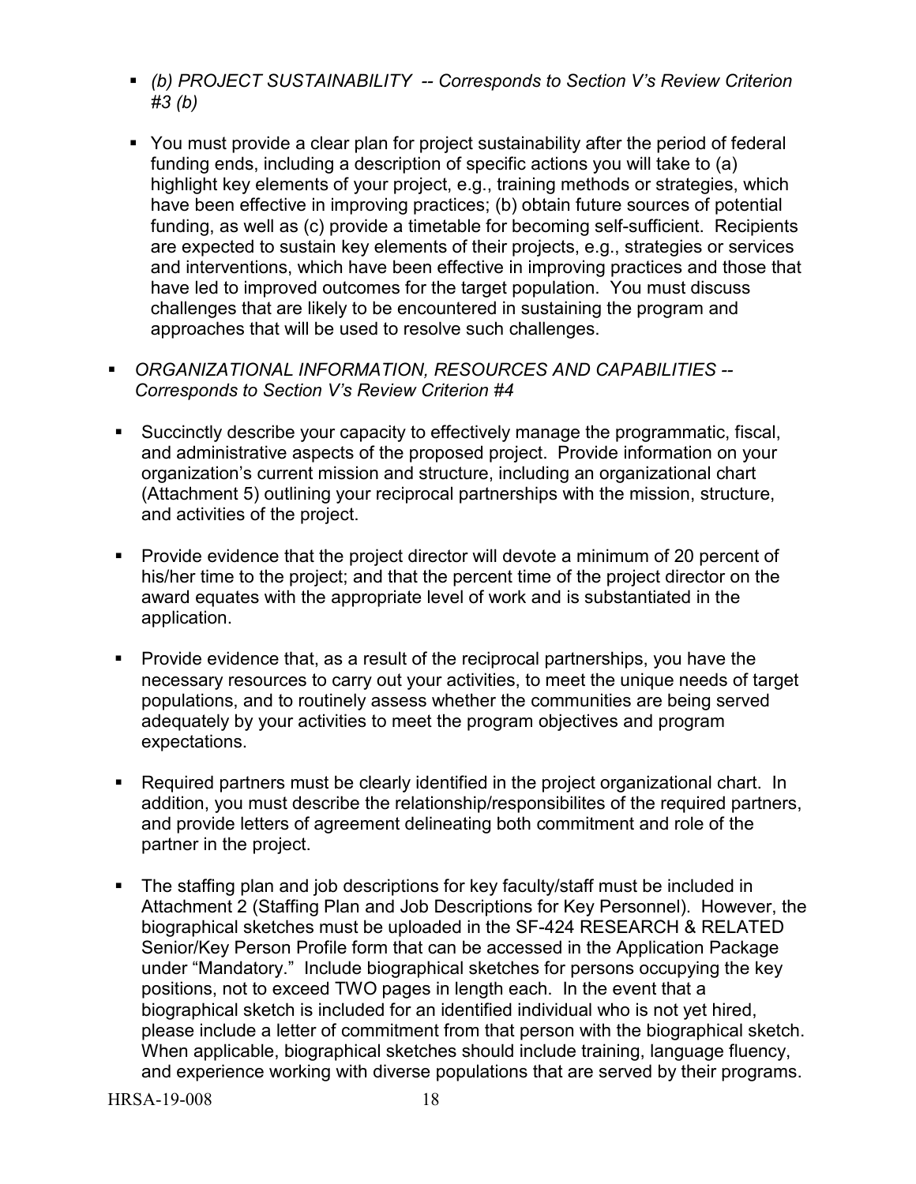- *(b) PROJECT SUSTAINABILITY -- Corresponds to Section V's Review Criterion #3 (b)*

  - You must provide a clear plan for project sustainability after the period of federal funding ends, including a description of specific actions you will take to (a) highlight key elements of your project, e.g., training methods or strategies, which have been effective in improving practices; (b) obtain future sources of potential funding, as well as (c) provide a timetable for becoming self-sufficient. Recipients are expected to sustain key elements of their projects, e.g., strategies or services and interventions, which have been effective in improving practices and those that have led to improved outcomes for the target population. You must discuss challenges that are likely to be encountered in sustaining the program and approaches that will be used to resolve such challenges.

- *ORGANIZATIONAL INFORMATION, RESOURCES AND CAPABILITIES -- Corresponds to Section V's Review Criterion #4*

  - Succinctly describe your capacity to effectively manage the programmatic, fiscal, and administrative aspects of the proposed project. Provide information on your organization's current mission and structure, including an organizational chart (Attachment 5) outlining your reciprocal partnerships with the mission, structure, and activities of the project.

  - Provide evidence that the project director will devote a minimum of 20 percent of his/her time to the project; and that the percent time of the project director on the award equates with the appropriate level of work and is substantiated in the application.

  - Provide evidence that, as a result of the reciprocal partnerships, you have the necessary resources to carry out your activities, to meet the unique needs of target populations, and to routinely assess whether the communities are being served adequately by your activities to meet the program objectives and program expectations.

  - Required partners must be clearly identified in the project organizational chart. In addition, you must describe the relationship/responsibilites of the required partners, and provide letters of agreement delineating both commitment and role of the partner in the project.

  - The staffing plan and job descriptions for key faculty/staff must be included in Attachment 2 (Staffing Plan and Job Descriptions for Key Personnel). However, the biographical sketches must be uploaded in the SF-424 RESEARCH & RELATED Senior/Key Person Profile form that can be accessed in the Application Package under "Mandatory." Include biographical sketches for persons occupying the key positions, not to exceed TWO pages in length each. In the event that a biographical sketch is included for an identified individual who is not yet hired, please include a letter of commitment from that person with the biographical sketch. When applicable, biographical sketches should include training, language fluency, and experience working with diverse populations that are served by their programs.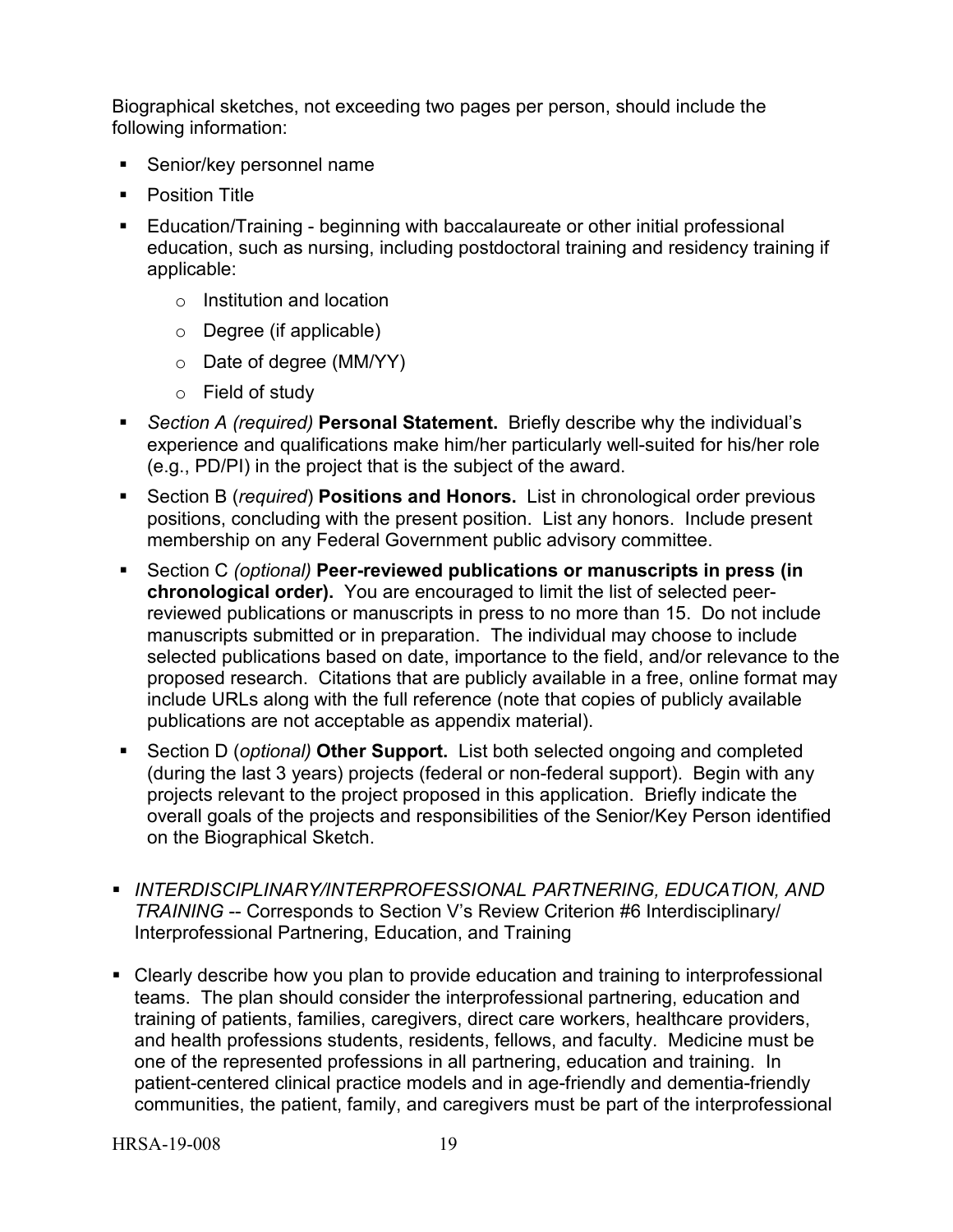Biographical sketches, not exceeding two pages per person, should include the following information:

- Senior/key personnel name
- Position Title
- Education/Training - beginning with baccalaureate or other initial professional education, such as nursing, including postdoctoral training and residency training if applicable:
    - Institution and location
    - Degree (if applicable)
    - Date of degree (MM/YY)
    - Field of study
- *Section A (required)* **Personal Statement.** Briefly describe why the individual's experience and qualifications make him/her particularly well-suited for his/her role (e.g., PD/PI) in the project that is the subject of the award.
- Section B (*required*) **Positions and Honors.** List in chronological order previous positions, concluding with the present position. List any honors. Include present membership on any Federal Government public advisory committee.
- Section C *(optional)* **Peer-reviewed publications or manuscripts in press (in chronological order).** You are encouraged to limit the list of selected peer-reviewed publications or manuscripts in press to no more than 15. Do not include manuscripts submitted or in preparation. The individual may choose to include selected publications based on date, importance to the field, and/or relevance to the proposed research. Citations that are publicly available in a free, online format may include URLs along with the full reference (note that copies of publicly available publications are not acceptable as appendix material).
- Section D (*optional)* **Other Support.** List both selected ongoing and completed (during the last 3 years) projects (federal or non-federal support). Begin with any projects relevant to the project proposed in this application. Briefly indicate the overall goals of the projects and responsibilities of the Senior/Key Person identified on the Biographical Sketch.

- *INTERDISCIPLINARY/INTERPROFESSIONAL PARTNERING, EDUCATION, AND TRAINING* -- Corresponds to Section V's Review Criterion #6 Interdisciplinary/ Interprofessional Partnering, Education, and Training

- Clearly describe how you plan to provide education and training to interprofessional teams. The plan should consider the interprofessional partnering, education and training of patients, families, caregivers, direct care workers, healthcare providers, and health professions students, residents, fellows, and faculty. Medicine must be one of the represented professions in all partnering, education and training. In patient-centered clinical practice models and in age-friendly and dementia-friendly communities, the patient, family, and caregivers must be part of the interprofessional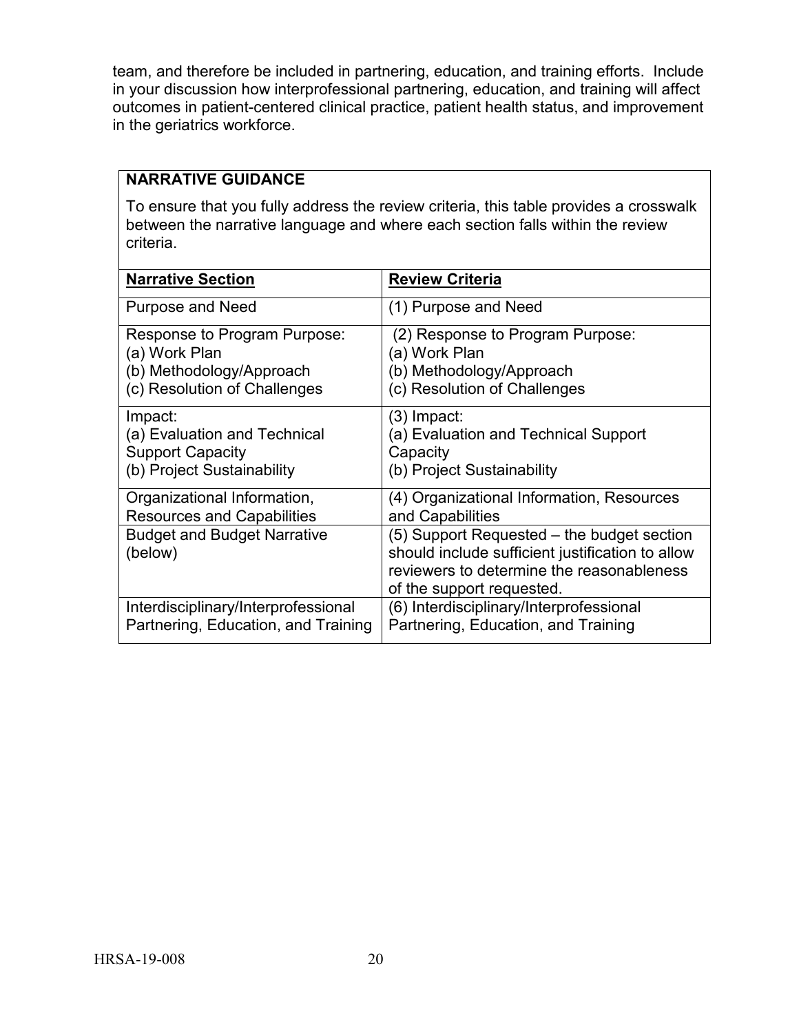team, and therefore be included in partnering, education, and training efforts. Include in your discussion how interprofessional partnering, education, and training will affect outcomes in patient-centered clinical practice, patient health status, and improvement in the geriatrics workforce.

**NARRATIVE GUIDANCE**

To ensure that you fully address the review criteria, this table provides a crosswalk between the narrative language and where each section falls within the review criteria.

| Narrative Section | Review Criteria |
|---|---|
| Purpose and Need | (1) Purpose and Need |
| Response to Program Purpose:<br>(a) Work Plan<br>(b) Methodology/Approach<br>(c) Resolution of Challenges | (2) Response to Program Purpose:<br>(a) Work Plan<br>(b) Methodology/Approach<br>(c) Resolution of Challenges |
| Impact:<br>(a) Evaluation and Technical Support Capacity<br>(b) Project Sustainability | (3) Impact:<br>(a) Evaluation and Technical Support Capacity<br>(b) Project Sustainability |
| Organizational Information, Resources and Capabilities | (4) Organizational Information, Resources and Capabilities |
| Budget and Budget Narrative (below) | (5) Support Requested – the budget section should include sufficient justification to allow reviewers to determine the reasonableness of the support requested. |
| Interdisciplinary/Interprofessional Partnering, Education, and Training | (6) Interdisciplinary/Interprofessional Partnering, Education, and Training |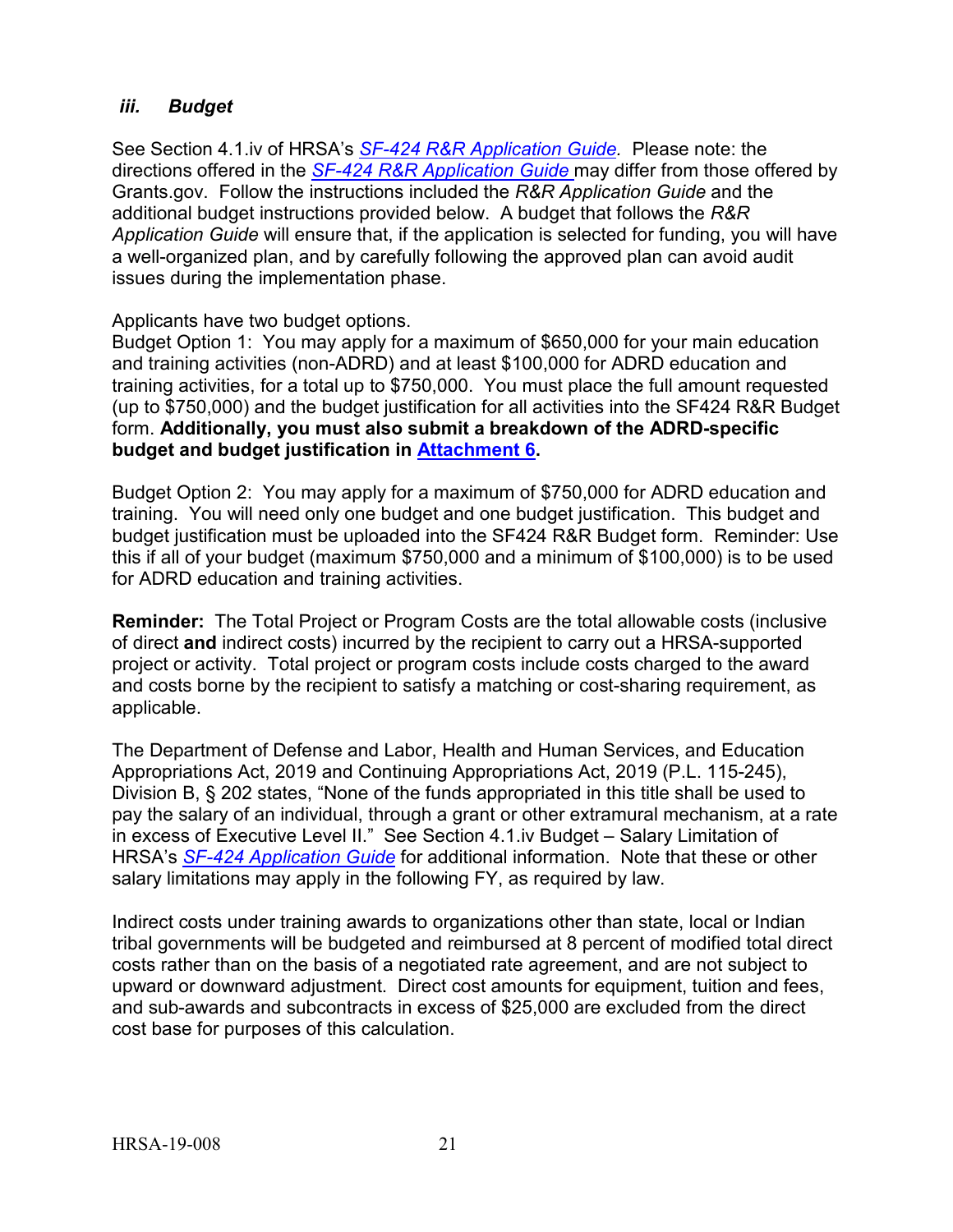### *iii. Budget*

See Section 4.1.iv of HRSA's *SF-424 R&R Application Guide.* Please note: the directions offered in the *SF-424 R&R Application Guide* may differ from those offered by Grants.gov. Follow the instructions included the *R&R Application Guide* and the additional budget instructions provided below. A budget that follows the *R&R Application Guide* will ensure that, if the application is selected for funding, you will have a well-organized plan, and by carefully following the approved plan can avoid audit issues during the implementation phase.

Applicants have two budget options.
Budget Option 1: You may apply for a maximum of $650,000 for your main education and training activities (non-ADRD) and at least $100,000 for ADRD education and training activities, for a total up to $750,000. You must place the full amount requested (up to $750,000) and the budget justification for all activities into the SF424 R&R Budget form. **Additionally, you must also submit a breakdown of the ADRD-specific budget and budget justification in Attachment 6.**

Budget Option 2: You may apply for a maximum of $750,000 for ADRD education and training. You will need only one budget and one budget justification. This budget and budget justification must be uploaded into the SF424 R&R Budget form. Reminder: Use this if all of your budget (maximum $750,000 and a minimum of $100,000) is to be used for ADRD education and training activities.

**Reminder:** The Total Project or Program Costs are the total allowable costs (inclusive of direct **and** indirect costs) incurred by the recipient to carry out a HRSA-supported project or activity. Total project or program costs include costs charged to the award and costs borne by the recipient to satisfy a matching or cost-sharing requirement, as applicable.

The Department of Defense and Labor, Health and Human Services, and Education Appropriations Act, 2019 and Continuing Appropriations Act, 2019 (P.L. 115-245), Division B, § 202 states, "None of the funds appropriated in this title shall be used to pay the salary of an individual, through a grant or other extramural mechanism, at a rate in excess of Executive Level II." See Section 4.1.iv Budget – Salary Limitation of HRSA's *SF-424 Application Guide* for additional information. Note that these or other salary limitations may apply in the following FY, as required by law.

Indirect costs under training awards to organizations other than state, local or Indian tribal governments will be budgeted and reimbursed at 8 percent of modified total direct costs rather than on the basis of a negotiated rate agreement, and are not subject to upward or downward adjustment. Direct cost amounts for equipment, tuition and fees, and sub-awards and subcontracts in excess of $25,000 are excluded from the direct cost base for purposes of this calculation.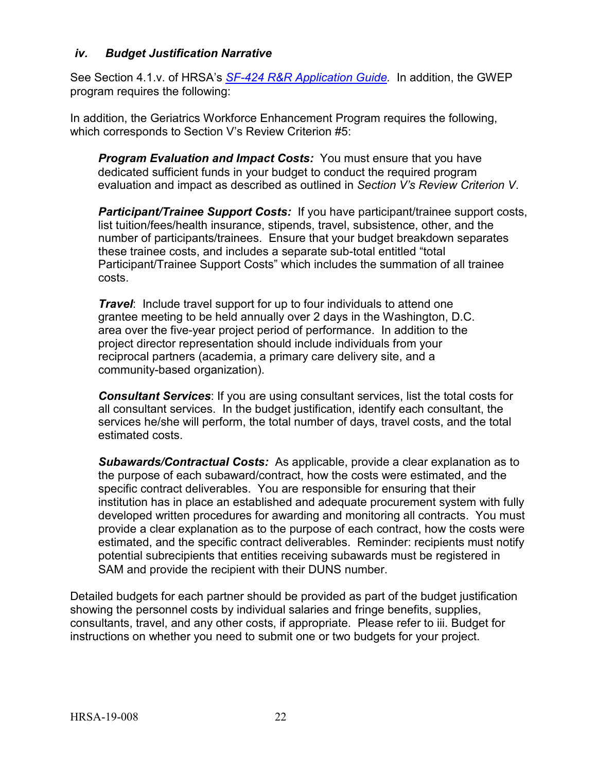### *iv. Budget Justification Narrative*

See Section 4.1.v. of HRSA's *SF-424 R&R Application Guide.* In addition, the GWEP program requires the following:

In addition, the Geriatrics Workforce Enhancement Program requires the following, which corresponds to Section V's Review Criterion #5:

***Program Evaluation and Impact Costs:*** You must ensure that you have dedicated sufficient funds in your budget to conduct the required program evaluation and impact as described as outlined in *Section V's Review Criterion V*.

***Participant/Trainee Support Costs:*** If you have participant/trainee support costs, list tuition/fees/health insurance, stipends, travel, subsistence, other, and the number of participants/trainees. Ensure that your budget breakdown separates these trainee costs, and includes a separate sub-total entitled "total Participant/Trainee Support Costs" which includes the summation of all trainee costs.

***Travel***: Include travel support for up to four individuals to attend one grantee meeting to be held annually over 2 days in the Washington, D.C. area over the five-year project period of performance. In addition to the project director representation should include individuals from your reciprocal partners (academia, a primary care delivery site, and a community-based organization).

***Consultant Services***: If you are using consultant services, list the total costs for all consultant services. In the budget justification, identify each consultant, the services he/she will perform, the total number of days, travel costs, and the total estimated costs.

***Subawards/Contractual Costs:*** As applicable, provide a clear explanation as to the purpose of each subaward/contract, how the costs were estimated, and the specific contract deliverables. You are responsible for ensuring that their institution has in place an established and adequate procurement system with fully developed written procedures for awarding and monitoring all contracts. You must provide a clear explanation as to the purpose of each contract, how the costs were estimated, and the specific contract deliverables. Reminder: recipients must notify potential subrecipients that entities receiving subawards must be registered in SAM and provide the recipient with their DUNS number.

Detailed budgets for each partner should be provided as part of the budget justification showing the personnel costs by individual salaries and fringe benefits, supplies, consultants, travel, and any other costs, if appropriate. Please refer to iii. Budget for instructions on whether you need to submit one or two budgets for your project.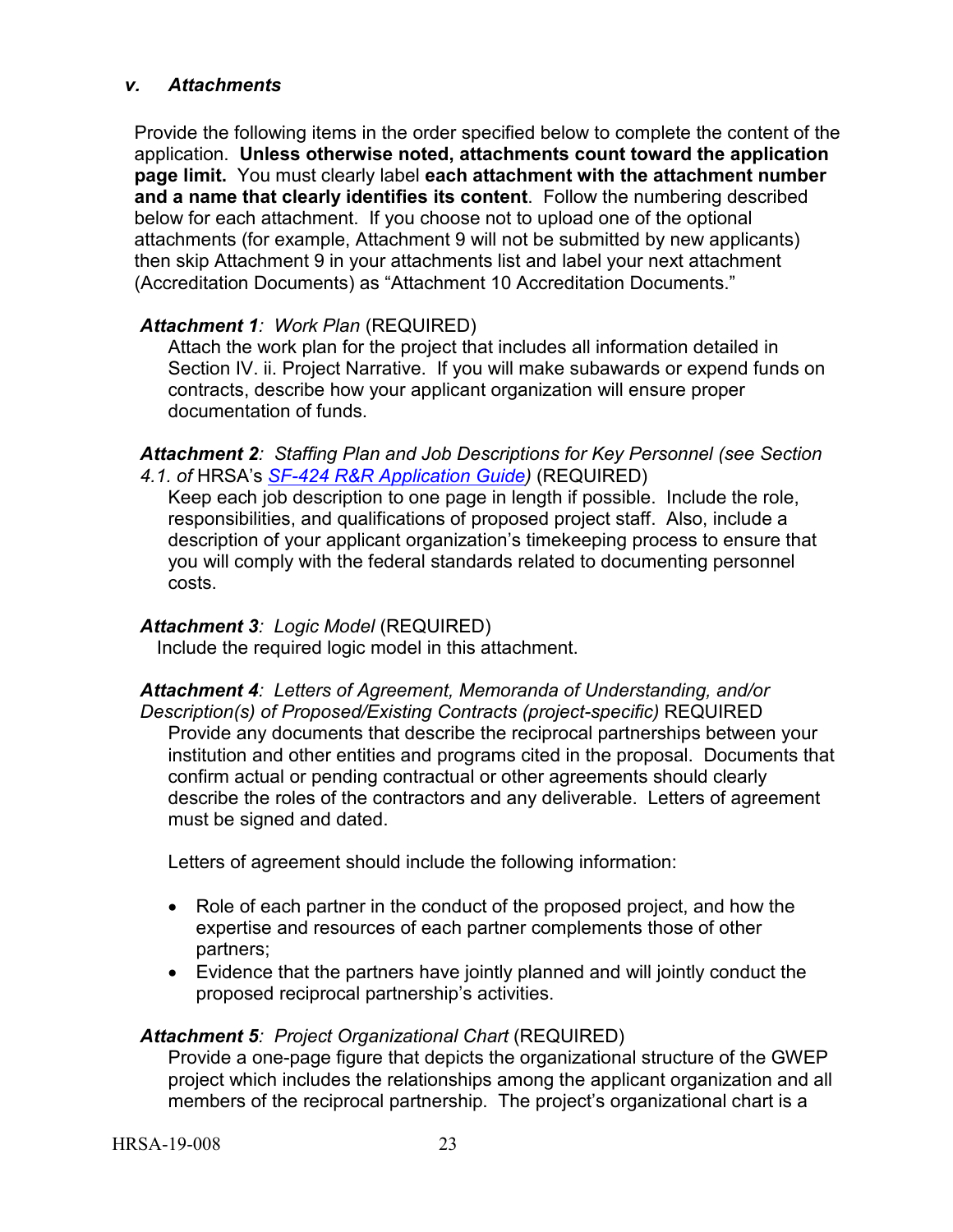### *v. Attachments*

Provide the following items in the order specified below to complete the content of the application. **Unless otherwise noted, attachments count toward the application page limit.** You must clearly label **each attachment with the attachment number and a name that clearly identifies its content**. Follow the numbering described below for each attachment. If you choose not to upload one of the optional attachments (for example, Attachment 9 will not be submitted by new applicants) then skip Attachment 9 in your attachments list and label your next attachment (Accreditation Documents) as "Attachment 10 Accreditation Documents."

***Attachment 1****: Work Plan* (REQUIRED)
Attach the work plan for the project that includes all information detailed in Section IV. ii. Project Narrative. If you will make subawards or expend funds on contracts, describe how your applicant organization will ensure proper documentation of funds.

***Attachment 2****: Staffing Plan and Job Descriptions for Key Personnel (see Section 4.1. of* HRSA's *[SF-424 R&R Application Guide](SF-424 R&R Application Guide))* (REQUIRED)
Keep each job description to one page in length if possible. Include the role, responsibilities, and qualifications of proposed project staff. Also, include a description of your applicant organization's timekeeping process to ensure that you will comply with the federal standards related to documenting personnel costs.

***Attachment 3****: Logic Model* (REQUIRED)
Include the required logic model in this attachment.

***Attachment 4****: Letters of Agreement, Memoranda of Understanding, and/or Description(s) of Proposed/Existing Contracts (project-specific)* REQUIRED
Provide any documents that describe the reciprocal partnerships between your institution and other entities and programs cited in the proposal. Documents that confirm actual or pending contractual or other agreements should clearly describe the roles of the contractors and any deliverable. Letters of agreement must be signed and dated.

Letters of agreement should include the following information:

- Role of each partner in the conduct of the proposed project, and how the expertise and resources of each partner complements those of other partners;
- Evidence that the partners have jointly planned and will jointly conduct the proposed reciprocal partnership's activities.

***Attachment 5****: Project Organizational Chart* (REQUIRED)
Provide a one-page figure that depicts the organizational structure of the GWEP project which includes the relationships among the applicant organization and all members of the reciprocal partnership. The project's organizational chart is a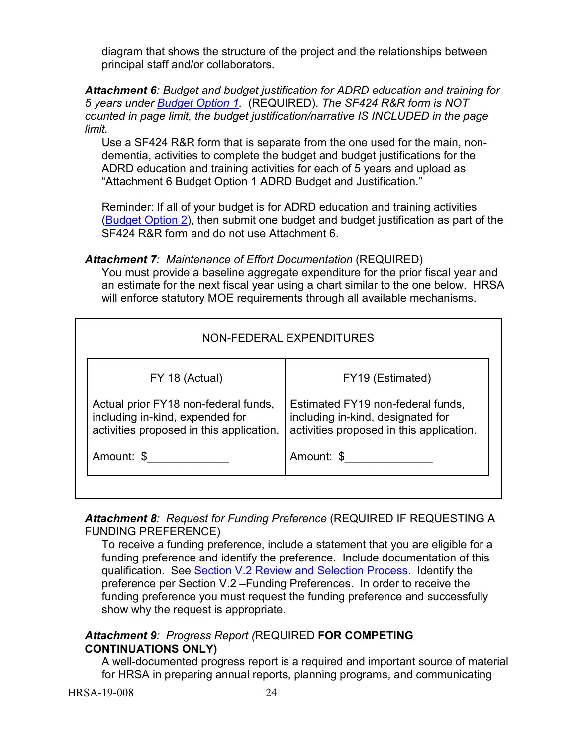diagram that shows the structure of the project and the relationships between principal staff and/or collaborators.

***Attachment 6****: Budget and budget justification for ADRD education and training for 5 years under [Budget Option 1](#).* (REQUIRED). *The SF424 R&R form is NOT counted in page limit, the budget justification/narrative IS INCLUDED in the page limit.*

Use a SF424 R&R form that is separate from the one used for the main, non-dementia, activities to complete the budget and budget justifications for the ADRD education and training activities for each of 5 years and upload as "Attachment 6 Budget Option 1 ADRD Budget and Justification."

Reminder: If all of your budget is for ADRD education and training activities ([Budget Option 2](#)), then submit one budget and budget justification as part of the SF424 R&R form and do not use Attachment 6.

***Attachment 7****: Maintenance of Effort Documentation* (REQUIRED)

You must provide a baseline aggregate expenditure for the prior fiscal year and an estimate for the next fiscal year using a chart similar to the one below. HRSA will enforce statutory MOE requirements through all available mechanisms.

| NON-FEDERAL EXPENDITURES | |
|---|---|
| FY 18 (Actual)<br><br>Actual prior FY18 non-federal funds, including in-kind, expended for activities proposed in this application.<br><br>Amount: $_____________ | FY19 (Estimated)<br><br>Estimated FY19 non-federal funds, including in-kind, designated for activities proposed in this application.<br><br>Amount: $______________ |

***Attachment 8****: Request for Funding Preference* (REQUIRED IF REQUESTING A FUNDING PREFERENCE)

To receive a funding preference, include a statement that you are eligible for a funding preference and identify the preference. Include documentation of this qualification. See [Section V.2 Review and Selection Process](#). Identify the preference per Section V.2 –Funding Preferences. In order to receive the funding preference you must request the funding preference and successfully show why the request is appropriate.

***Attachment 9****: Progress Report (*REQUIRED **FOR COMPETING CONTINUATIONS ONLY)**

A well-documented progress report is a required and important source of material for HRSA in preparing annual reports, planning programs, and communicating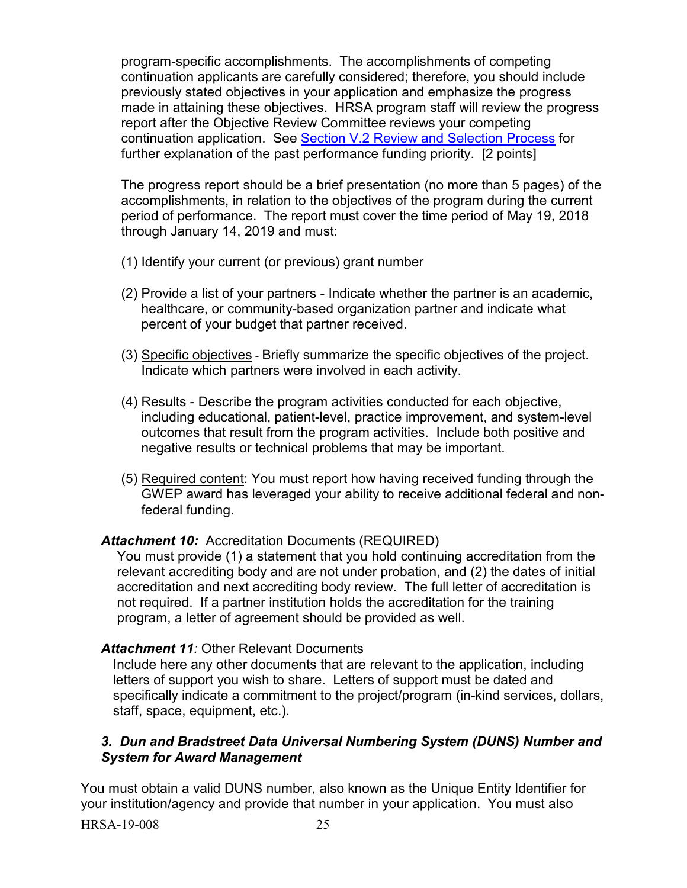program-specific accomplishments. The accomplishments of competing continuation applicants are carefully considered; therefore, you should include previously stated objectives in your application and emphasize the progress made in attaining these objectives. HRSA program staff will review the progress report after the Objective Review Committee reviews your competing continuation application. See Section V.2 Review and Selection Process for further explanation of the past performance funding priority. [2 points]

The progress report should be a brief presentation (no more than 5 pages) of the accomplishments, in relation to the objectives of the program during the current period of performance. The report must cover the time period of May 19, 2018 through January 14, 2019 and must:

(1) Identify your current (or previous) grant number

(2) Provide a list of your partners - Indicate whether the partner is an academic, healthcare, or community-based organization partner and indicate what percent of your budget that partner received.

(3) Specific objectives - Briefly summarize the specific objectives of the project. Indicate which partners were involved in each activity.

(4) Results - Describe the program activities conducted for each objective, including educational, patient-level, practice improvement, and system-level outcomes that result from the program activities. Include both positive and negative results or technical problems that may be important.

(5) Required content: You must report how having received funding through the GWEP award has leveraged your ability to receive additional federal and non-federal funding.

***Attachment 10:*** Accreditation Documents (REQUIRED)

You must provide (1) a statement that you hold continuing accreditation from the relevant accrediting body and are not under probation, and (2) the dates of initial accreditation and next accrediting body review. The full letter of accreditation is not required. If a partner institution holds the accreditation for the training program, a letter of agreement should be provided as well.

***Attachment 11****:* Other Relevant Documents

Include here any other documents that are relevant to the application, including letters of support you wish to share. Letters of support must be dated and specifically indicate a commitment to the project/program (in-kind services, dollars, staff, space, equipment, etc.).

### *3. Dun and Bradstreet Data Universal Numbering System (DUNS) Number and System for Award Management*

You must obtain a valid DUNS number, also known as the Unique Entity Identifier for your institution/agency and provide that number in your application. You must also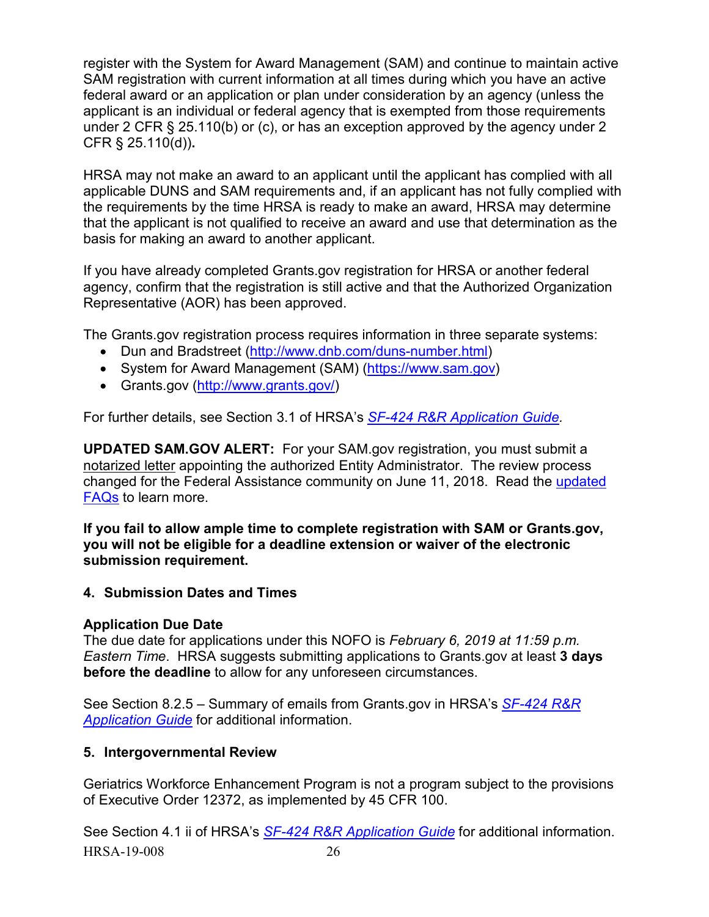register with the System for Award Management (SAM) and continue to maintain active SAM registration with current information at all times during which you have an active federal award or an application or plan under consideration by an agency (unless the applicant is an individual or federal agency that is exempted from those requirements under 2 CFR § 25.110(b) or (c), or has an exception approved by the agency under 2 CFR § 25.110(d))**.**

HRSA may not make an award to an applicant until the applicant has complied with all applicable DUNS and SAM requirements and, if an applicant has not fully complied with the requirements by the time HRSA is ready to make an award, HRSA may determine that the applicant is not qualified to receive an award and use that determination as the basis for making an award to another applicant.

If you have already completed Grants.gov registration for HRSA or another federal agency, confirm that the registration is still active and that the Authorized Organization Representative (AOR) has been approved.

The Grants.gov registration process requires information in three separate systems:

- Dun and Bradstreet (http://www.dnb.com/duns-number.html)
- System for Award Management (SAM) (https://www.sam.gov)
- Grants.gov (http://www.grants.gov/)

For further details, see Section 3.1 of HRSA's *SF-424 R&R Application Guide.*

**UPDATED SAM.GOV ALERT:** For your SAM.gov registration, you must submit a notarized letter appointing the authorized Entity Administrator. The review process changed for the Federal Assistance community on June 11, 2018. Read the updated FAQs to learn more.

**If you fail to allow ample time to complete registration with SAM or Grants.gov, you will not be eligible for a deadline extension or waiver of the electronic submission requirement.**

### 4. Submission Dates and Times

**Application Due Date**

The due date for applications under this NOFO is *February 6, 2019 at 11:59 p.m. Eastern Time*. HRSA suggests submitting applications to Grants.gov at least **3 days before the deadline** to allow for any unforeseen circumstances.

See Section 8.2.5 – Summary of emails from Grants.gov in HRSA's *SF-424 R&R Application Guide* for additional information.

### 5. Intergovernmental Review

Geriatrics Workforce Enhancement Program is not a program subject to the provisions of Executive Order 12372, as implemented by 45 CFR 100.

See Section 4.1 ii of HRSA's *SF-424 R&R Application Guide* for additional information.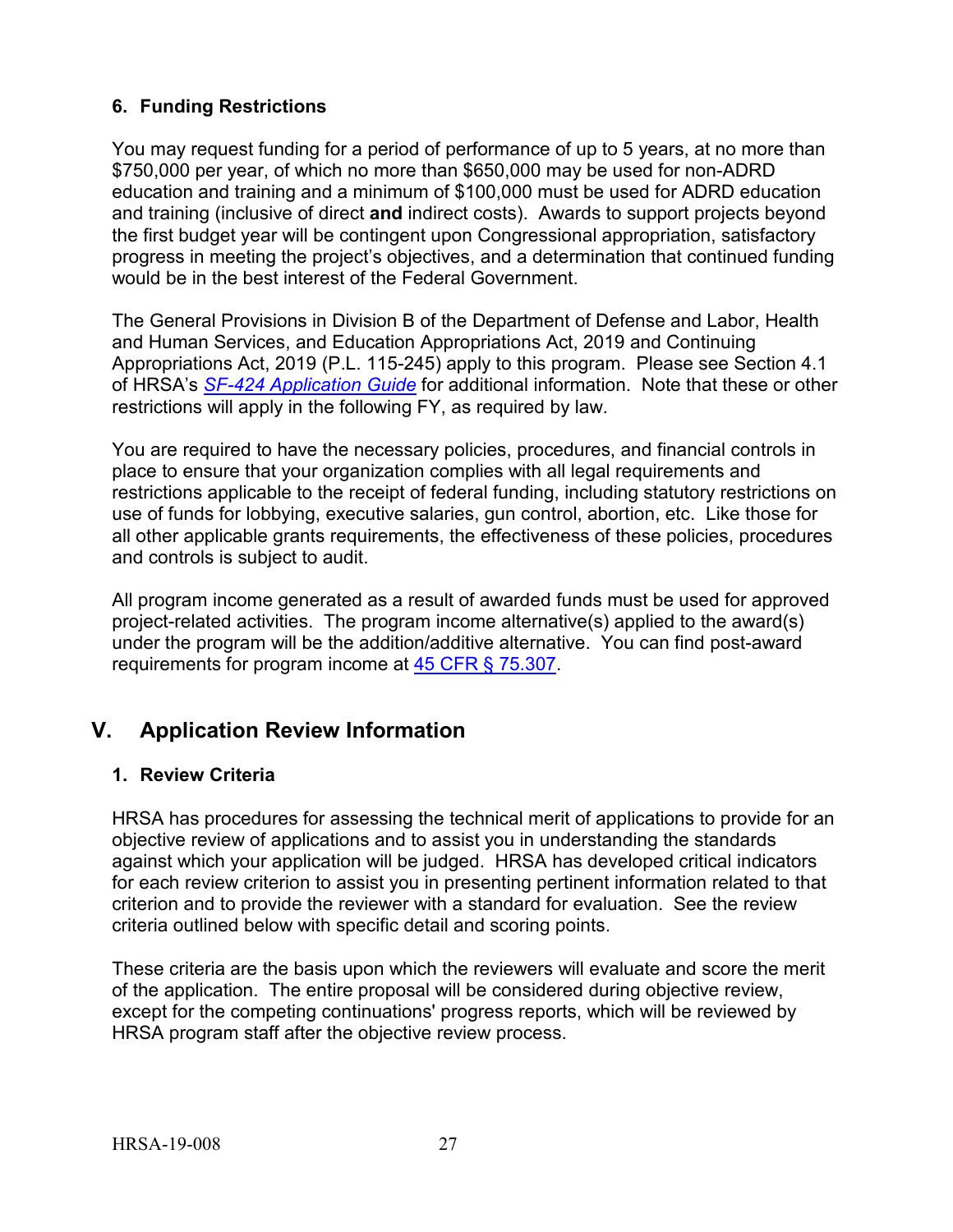### 6. Funding Restrictions

You may request funding for a period of performance of up to 5 years, at no more than $750,000 per year, of which no more than $650,000 may be used for non-ADRD education and training and a minimum of $100,000 must be used for ADRD education and training (inclusive of direct **and** indirect costs). Awards to support projects beyond the first budget year will be contingent upon Congressional appropriation, satisfactory progress in meeting the project's objectives, and a determination that continued funding would be in the best interest of the Federal Government.

The General Provisions in Division B of the Department of Defense and Labor, Health and Human Services, and Education Appropriations Act, 2019 and Continuing Appropriations Act, 2019 (P.L. 115-245) apply to this program. Please see Section 4.1 of HRSA's *SF-424 Application Guide* for additional information. Note that these or other restrictions will apply in the following FY, as required by law.

You are required to have the necessary policies, procedures, and financial controls in place to ensure that your organization complies with all legal requirements and restrictions applicable to the receipt of federal funding, including statutory restrictions on use of funds for lobbying, executive salaries, gun control, abortion, etc. Like those for all other applicable grants requirements, the effectiveness of these policies, procedures and controls is subject to audit.

All program income generated as a result of awarded funds must be used for approved project-related activities. The program income alternative(s) applied to the award(s) under the program will be the addition/additive alternative. You can find post-award requirements for program income at 45 CFR § 75.307.

## V. Application Review Information

### 1. Review Criteria

HRSA has procedures for assessing the technical merit of applications to provide for an objective review of applications and to assist you in understanding the standards against which your application will be judged. HRSA has developed critical indicators for each review criterion to assist you in presenting pertinent information related to that criterion and to provide the reviewer with a standard for evaluation. See the review criteria outlined below with specific detail and scoring points.

These criteria are the basis upon which the reviewers will evaluate and score the merit of the application. The entire proposal will be considered during objective review, except for the competing continuations' progress reports, which will be reviewed by HRSA program staff after the objective review process.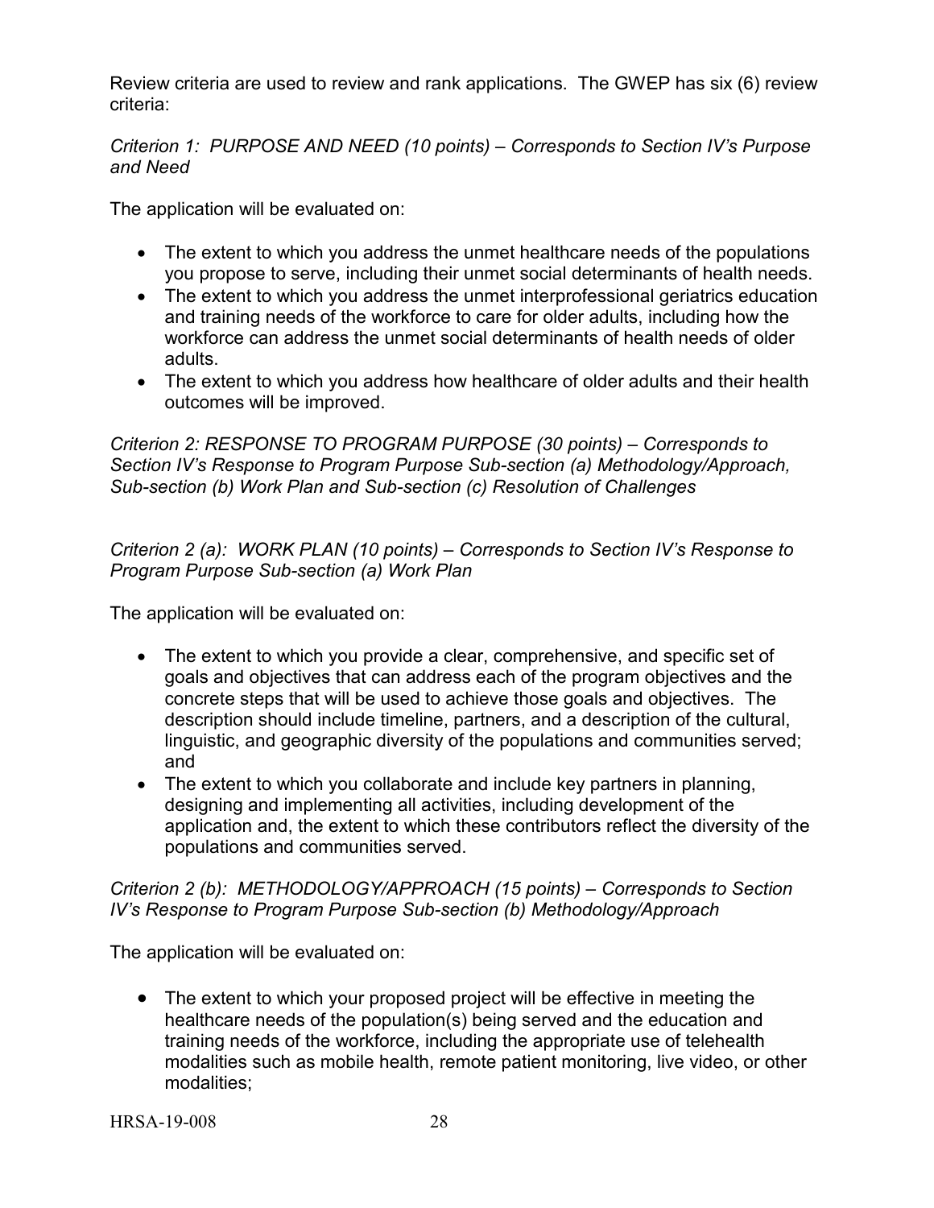Review criteria are used to review and rank applications. The GWEP has six (6) review criteria:

*Criterion 1: PURPOSE AND NEED (10 points) – Corresponds to Section IV's Purpose and Need*

The application will be evaluated on:

- The extent to which you address the unmet healthcare needs of the populations you propose to serve, including their unmet social determinants of health needs.
- The extent to which you address the unmet interprofessional geriatrics education and training needs of the workforce to care for older adults, including how the workforce can address the unmet social determinants of health needs of older adults.
- The extent to which you address how healthcare of older adults and their health outcomes will be improved.

*Criterion 2: RESPONSE TO PROGRAM PURPOSE (30 points) – Corresponds to Section IV's Response to Program Purpose Sub-section (a) Methodology/Approach, Sub-section (b) Work Plan and Sub-section (c) Resolution of Challenges*

*Criterion 2 (a): WORK PLAN (10 points) – Corresponds to Section IV's Response to Program Purpose Sub-section (a) Work Plan*

The application will be evaluated on:

- The extent to which you provide a clear, comprehensive, and specific set of goals and objectives that can address each of the program objectives and the concrete steps that will be used to achieve those goals and objectives. The description should include timeline, partners, and a description of the cultural, linguistic, and geographic diversity of the populations and communities served; and
- The extent to which you collaborate and include key partners in planning, designing and implementing all activities, including development of the application and, the extent to which these contributors reflect the diversity of the populations and communities served.

*Criterion 2 (b): METHODOLOGY/APPROACH (15 points) – Corresponds to Section IV's Response to Program Purpose Sub-section (b) Methodology/Approach*

The application will be evaluated on:

- The extent to which your proposed project will be effective in meeting the healthcare needs of the population(s) being served and the education and training needs of the workforce, including the appropriate use of telehealth modalities such as mobile health, remote patient monitoring, live video, or other modalities;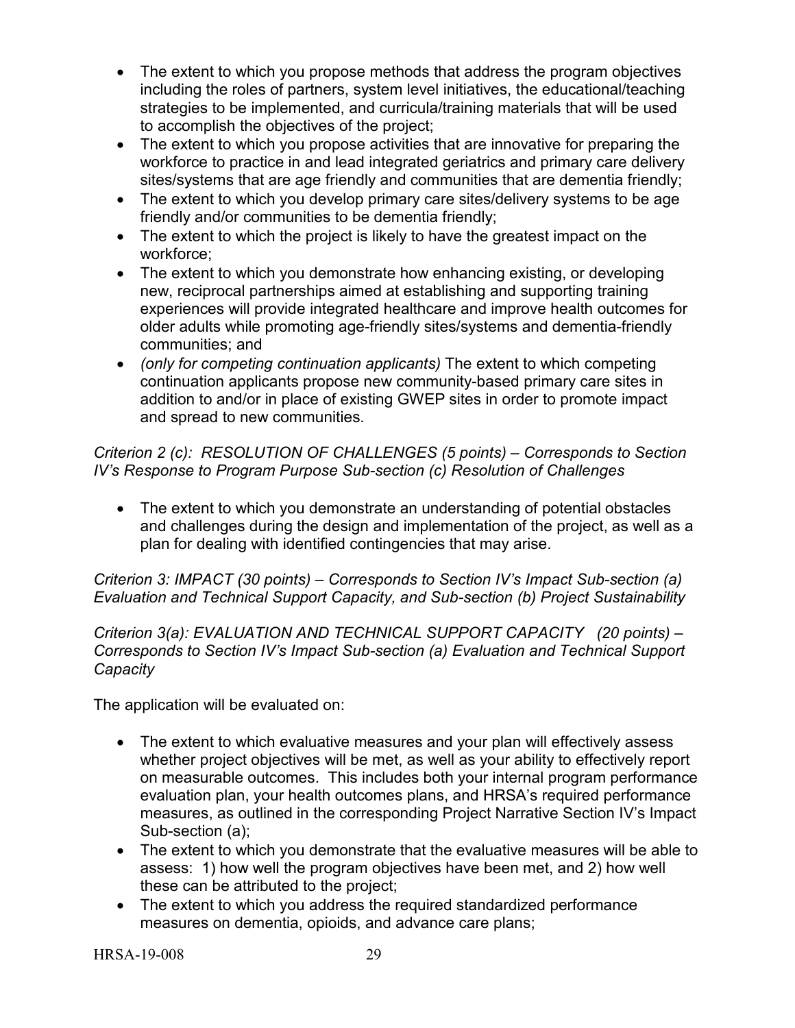- The extent to which you propose methods that address the program objectives including the roles of partners, system level initiatives, the educational/teaching strategies to be implemented, and curricula/training materials that will be used to accomplish the objectives of the project;
- The extent to which you propose activities that are innovative for preparing the workforce to practice in and lead integrated geriatrics and primary care delivery sites/systems that are age friendly and communities that are dementia friendly;
- The extent to which you develop primary care sites/delivery systems to be age friendly and/or communities to be dementia friendly;
- The extent to which the project is likely to have the greatest impact on the workforce;
- The extent to which you demonstrate how enhancing existing, or developing new, reciprocal partnerships aimed at establishing and supporting training experiences will provide integrated healthcare and improve health outcomes for older adults while promoting age-friendly sites/systems and dementia-friendly communities; and
- *(only for competing continuation applicants)* The extent to which competing continuation applicants propose new community-based primary care sites in addition to and/or in place of existing GWEP sites in order to promote impact and spread to new communities.

*Criterion 2 (c): RESOLUTION OF CHALLENGES (5 points) – Corresponds to Section IV's Response to Program Purpose Sub-section (c) Resolution of Challenges*

- The extent to which you demonstrate an understanding of potential obstacles and challenges during the design and implementation of the project, as well as a plan for dealing with identified contingencies that may arise.

*Criterion 3: IMPACT (30 points) – Corresponds to Section IV's Impact Sub-section (a) Evaluation and Technical Support Capacity, and Sub-section (b) Project Sustainability*

*Criterion 3(a): EVALUATION AND TECHNICAL SUPPORT CAPACITY (20 points) – Corresponds to Section IV's Impact Sub-section (a) Evaluation and Technical Support Capacity*

The application will be evaluated on:

- The extent to which evaluative measures and your plan will effectively assess whether project objectives will be met, as well as your ability to effectively report on measurable outcomes. This includes both your internal program performance evaluation plan, your health outcomes plans, and HRSA's required performance measures, as outlined in the corresponding Project Narrative Section IV's Impact Sub-section (a);
- The extent to which you demonstrate that the evaluative measures will be able to assess: 1) how well the program objectives have been met, and 2) how well these can be attributed to the project;
- The extent to which you address the required standardized performance measures on dementia, opioids, and advance care plans;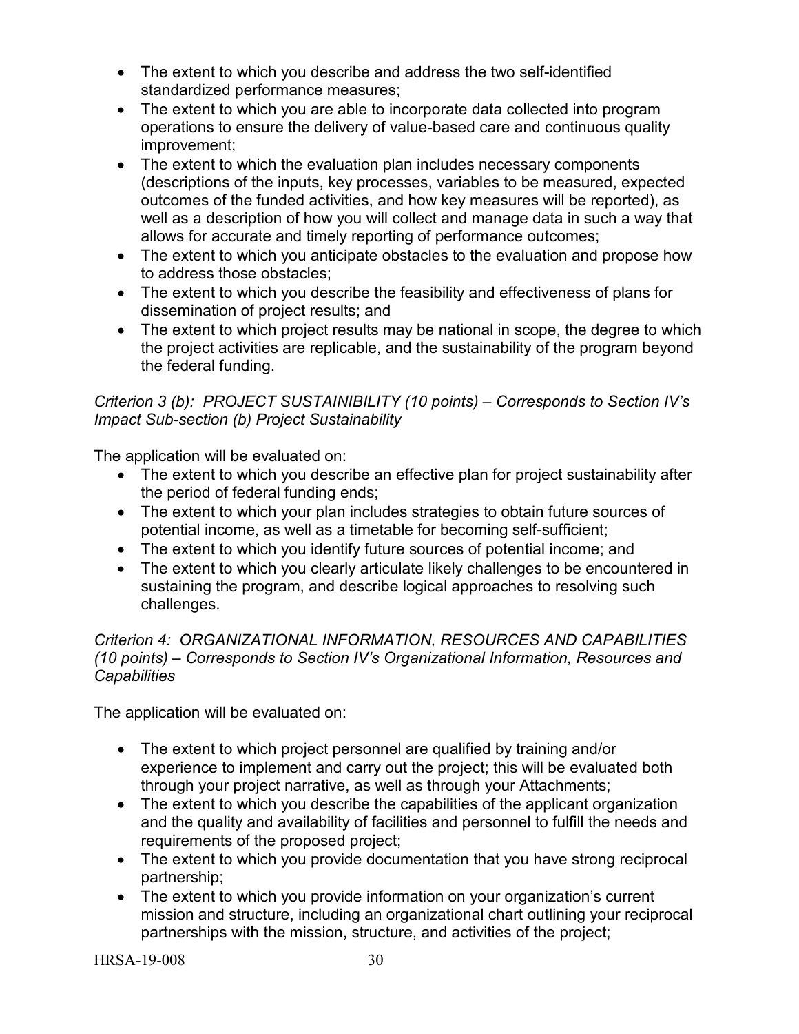- The extent to which you describe and address the two self-identified standardized performance measures;
- The extent to which you are able to incorporate data collected into program operations to ensure the delivery of value-based care and continuous quality improvement;
- The extent to which the evaluation plan includes necessary components (descriptions of the inputs, key processes, variables to be measured, expected outcomes of the funded activities, and how key measures will be reported), as well as a description of how you will collect and manage data in such a way that allows for accurate and timely reporting of performance outcomes;
- The extent to which you anticipate obstacles to the evaluation and propose how to address those obstacles;
- The extent to which you describe the feasibility and effectiveness of plans for dissemination of project results; and
- The extent to which project results may be national in scope, the degree to which the project activities are replicable, and the sustainability of the program beyond the federal funding.

*Criterion 3 (b): PROJECT SUSTAINIBILITY (10 points) – Corresponds to Section IV's Impact Sub-section (b) Project Sustainability*

The application will be evaluated on:

- The extent to which you describe an effective plan for project sustainability after the period of federal funding ends;
- The extent to which your plan includes strategies to obtain future sources of potential income, as well as a timetable for becoming self-sufficient;
- The extent to which you identify future sources of potential income; and
- The extent to which you clearly articulate likely challenges to be encountered in sustaining the program, and describe logical approaches to resolving such challenges.

*Criterion 4: ORGANIZATIONAL INFORMATION, RESOURCES AND CAPABILITIES (10 points) – Corresponds to Section IV's Organizational Information, Resources and Capabilities*

The application will be evaluated on:

- The extent to which project personnel are qualified by training and/or experience to implement and carry out the project; this will be evaluated both through your project narrative, as well as through your Attachments;
- The extent to which you describe the capabilities of the applicant organization and the quality and availability of facilities and personnel to fulfill the needs and requirements of the proposed project;
- The extent to which you provide documentation that you have strong reciprocal partnership;
- The extent to which you provide information on your organization's current mission and structure, including an organizational chart outlining your reciprocal partnerships with the mission, structure, and activities of the project;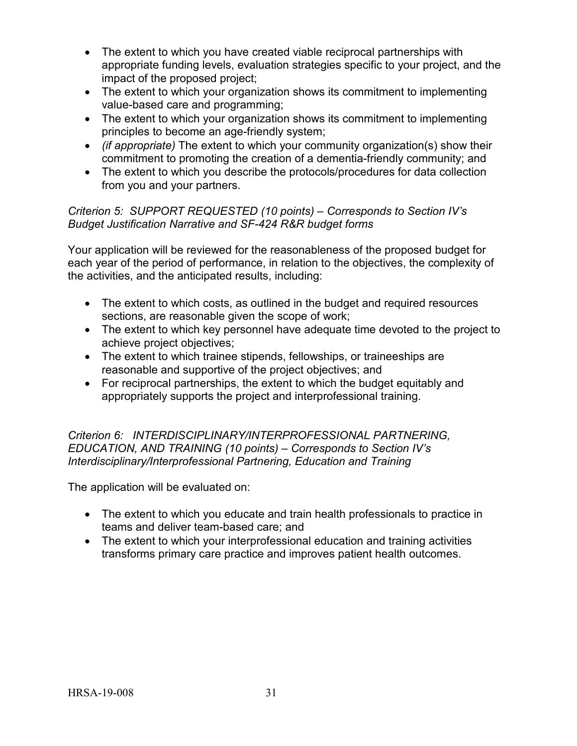- The extent to which you have created viable reciprocal partnerships with appropriate funding levels, evaluation strategies specific to your project, and the impact of the proposed project;
- The extent to which your organization shows its commitment to implementing value-based care and programming;
- The extent to which your organization shows its commitment to implementing principles to become an age-friendly system;
- *(if appropriate)* The extent to which your community organization(s) show their commitment to promoting the creation of a dementia-friendly community; and
- The extent to which you describe the protocols/procedures for data collection from you and your partners.

*Criterion 5: SUPPORT REQUESTED (10 points) – Corresponds to Section IV's Budget Justification Narrative and SF-424 R&R budget forms*

Your application will be reviewed for the reasonableness of the proposed budget for each year of the period of performance, in relation to the objectives, the complexity of the activities, and the anticipated results, including:

- The extent to which costs, as outlined in the budget and required resources sections, are reasonable given the scope of work;
- The extent to which key personnel have adequate time devoted to the project to achieve project objectives;
- The extent to which trainee stipends, fellowships, or traineeships are reasonable and supportive of the project objectives; and
- For reciprocal partnerships, the extent to which the budget equitably and appropriately supports the project and interprofessional training.

*Criterion 6: INTERDISCIPLINARY/INTERPROFESSIONAL PARTNERING, EDUCATION, AND TRAINING (10 points) – Corresponds to Section IV's Interdisciplinary/Interprofessional Partnering, Education and Training*

The application will be evaluated on:

- The extent to which you educate and train health professionals to practice in teams and deliver team-based care; and
- The extent to which your interprofessional education and training activities transforms primary care practice and improves patient health outcomes.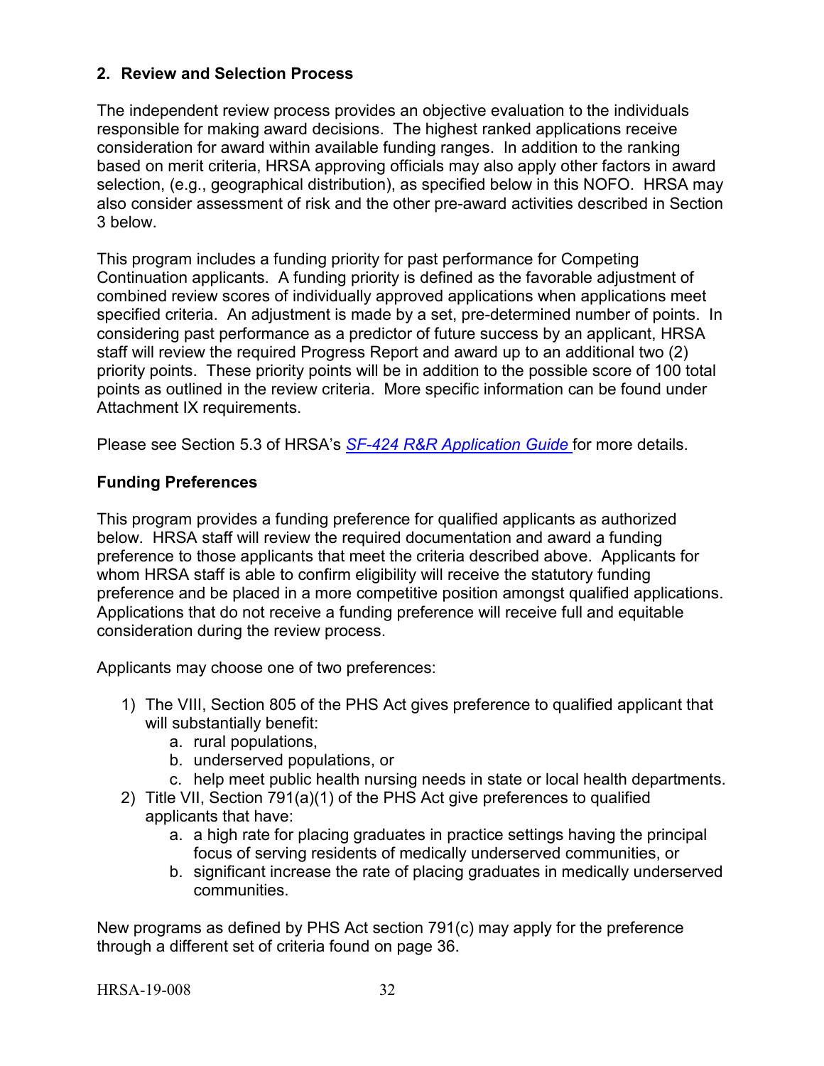## 2. Review and Selection Process

The independent review process provides an objective evaluation to the individuals responsible for making award decisions. The highest ranked applications receive consideration for award within available funding ranges. In addition to the ranking based on merit criteria, HRSA approving officials may also apply other factors in award selection, (e.g., geographical distribution), as specified below in this NOFO. HRSA may also consider assessment of risk and the other pre-award activities described in Section 3 below.

This program includes a funding priority for past performance for Competing Continuation applicants. A funding priority is defined as the favorable adjustment of combined review scores of individually approved applications when applications meet specified criteria. An adjustment is made by a set, pre-determined number of points. In considering past performance as a predictor of future success by an applicant, HRSA staff will review the required Progress Report and award up to an additional two (2) priority points. These priority points will be in addition to the possible score of 100 total points as outlined in the review criteria. More specific information can be found under Attachment IX requirements.

Please see Section 5.3 of HRSA's *SF-424 R&R Application Guide* for more details.

**Funding Preferences**

This program provides a funding preference for qualified applicants as authorized below. HRSA staff will review the required documentation and award a funding preference to those applicants that meet the criteria described above. Applicants for whom HRSA staff is able to confirm eligibility will receive the statutory funding preference and be placed in a more competitive position amongst qualified applications. Applications that do not receive a funding preference will receive full and equitable consideration during the review process.

Applicants may choose one of two preferences:

1) The VIII, Section 805 of the PHS Act gives preference to qualified applicant that will substantially benefit:
    a. rural populations,
    b. underserved populations, or
    c. help meet public health nursing needs in state or local health departments.
2) Title VII, Section 791(a)(1) of the PHS Act give preferences to qualified applicants that have:
    a. a high rate for placing graduates in practice settings having the principal focus of serving residents of medically underserved communities, or
    b. significant increase the rate of placing graduates in medically underserved communities.

New programs as defined by PHS Act section 791(c) may apply for the preference through a different set of criteria found on page 36.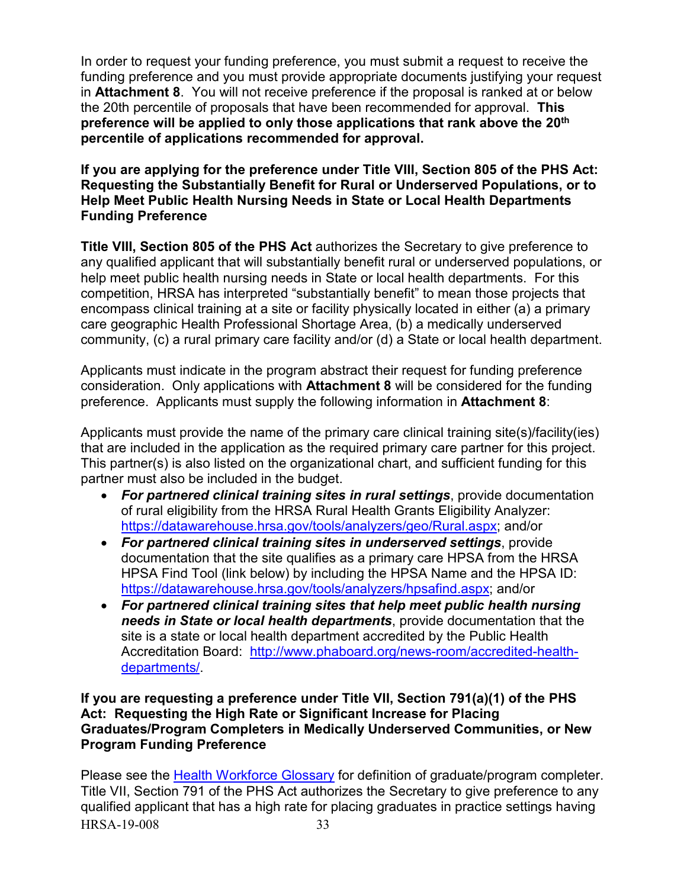In order to request your funding preference, you must submit a request to receive the funding preference and you must provide appropriate documents justifying your request in **Attachment 8**. You will not receive preference if the proposal is ranked at or below the 20th percentile of proposals that have been recommended for approval. **This preference will be applied to only those applications that rank above the 20th percentile of applications recommended for approval.**

**If you are applying for the preference under Title VIII, Section 805 of the PHS Act: Requesting the Substantially Benefit for Rural or Underserved Populations, or to Help Meet Public Health Nursing Needs in State or Local Health Departments Funding Preference**

**Title VIII, Section 805 of the PHS Act** authorizes the Secretary to give preference to any qualified applicant that will substantially benefit rural or underserved populations, or help meet public health nursing needs in State or local health departments. For this competition, HRSA has interpreted "substantially benefit" to mean those projects that encompass clinical training at a site or facility physically located in either (a) a primary care geographic Health Professional Shortage Area, (b) a medically underserved community, (c) a rural primary care facility and/or (d) a State or local health department.

Applicants must indicate in the program abstract their request for funding preference consideration. Only applications with **Attachment 8** will be considered for the funding preference. Applicants must supply the following information in **Attachment 8**:

Applicants must provide the name of the primary care clinical training site(s)/facility(ies) that are included in the application as the required primary care partner for this project. This partner(s) is also listed on the organizational chart, and sufficient funding for this partner must also be included in the budget.

- ***For partnered clinical training sites in rural settings***, provide documentation of rural eligibility from the HRSA Rural Health Grants Eligibility Analyzer: https://datawarehouse.hrsa.gov/tools/analyzers/geo/Rural.aspx; and/or
- ***For partnered clinical training sites in underserved settings***, provide documentation that the site qualifies as a primary care HPSA from the HRSA HPSA Find Tool (link below) by including the HPSA Name and the HPSA ID: https://datawarehouse.hrsa.gov/tools/analyzers/hpsafind.aspx; and/or
- ***For partnered clinical training sites that help meet public health nursing needs in State or local health departments***, provide documentation that the site is a state or local health department accredited by the Public Health Accreditation Board: http://www.phaboard.org/news-room/accredited-health-departments/.

**If you are requesting a preference under Title VII, Section 791(a)(1) of the PHS Act: Requesting the High Rate or Significant Increase for Placing Graduates/Program Completers in Medically Underserved Communities, or New Program Funding Preference**

Please see the Health Workforce Glossary for definition of graduate/program completer. Title VII, Section 791 of the PHS Act authorizes the Secretary to give preference to any qualified applicant that has a high rate for placing graduates in practice settings having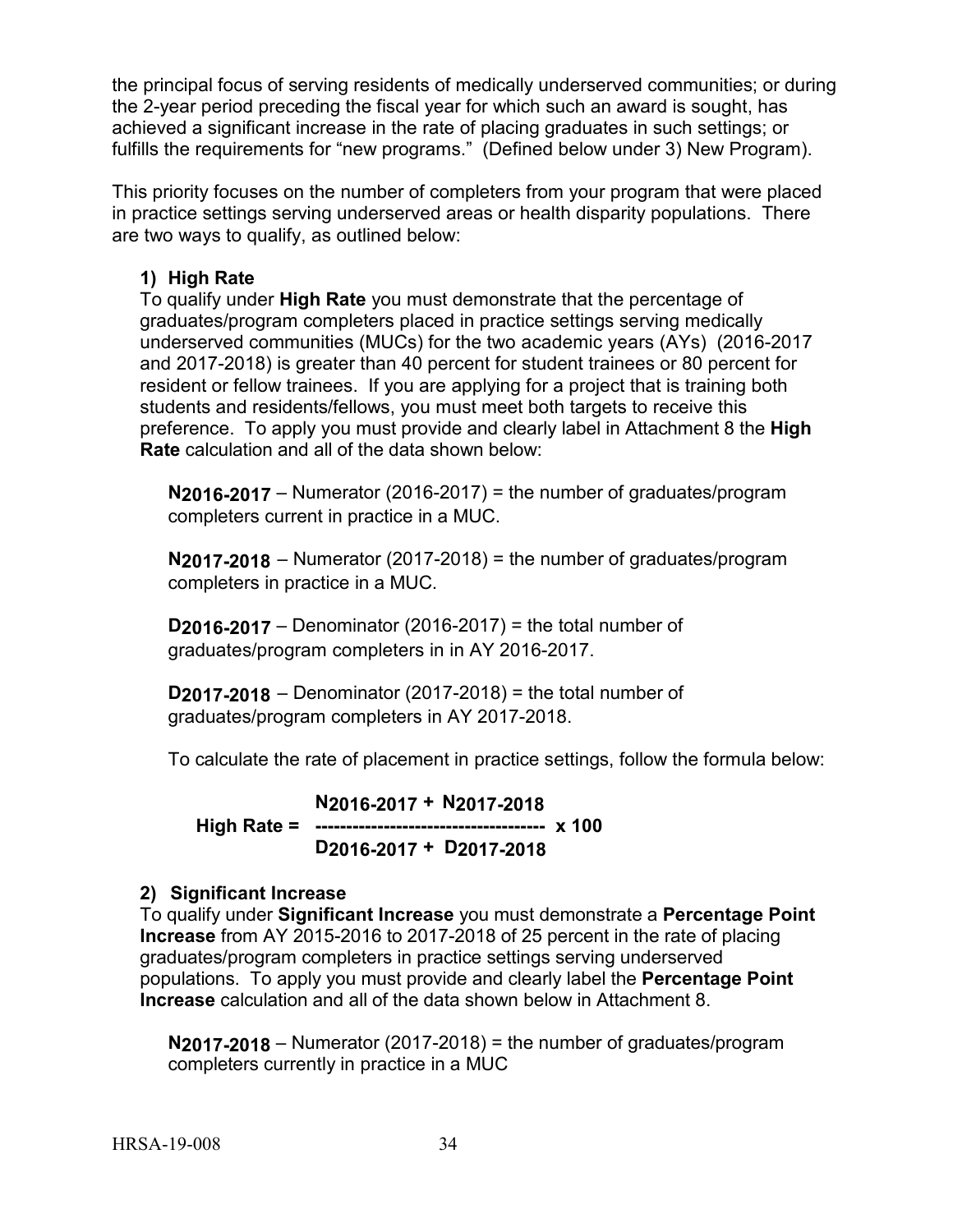the principal focus of serving residents of medically underserved communities; or during the 2-year period preceding the fiscal year for which such an award is sought, has achieved a significant increase in the rate of placing graduates in such settings; or fulfills the requirements for "new programs." (Defined below under 3) New Program).

This priority focuses on the number of completers from your program that were placed in practice settings serving underserved areas or health disparity populations. There are two ways to qualify, as outlined below:

### 1) High Rate

To qualify under **High Rate** you must demonstrate that the percentage of graduates/program completers placed in practice settings serving medically underserved communities (MUCs) for the two academic years (AYs) (2016-2017 and 2017-2018) is greater than 40 percent for student trainees or 80 percent for resident or fellow trainees. If you are applying for a project that is training both students and residents/fellows, you must meet both targets to receive this preference. To apply you must provide and clearly label in Attachment 8 the **High Rate** calculation and all of the data shown below:

$N_{2016\text{-}2017}$ – Numerator (2016-2017) = the number of graduates/program completers current in practice in a MUC.

$N_{2017\text{-}2018}$ – Numerator (2017-2018) = the number of graduates/program completers in practice in a MUC.

$D_{2016\text{-}2017}$ – Denominator (2016-2017) = the total number of graduates/program completers in in AY 2016-2017.

$D_{2017\text{-}2018}$ – Denominator (2017-2018) = the total number of graduates/program completers in AY 2017-2018.

To calculate the rate of placement in practice settings, follow the formula below:

$$\textbf{High Rate} = \frac{N_{2016\text{-}2017} + N_{2017\text{-}2018}}{D_{2016\text{-}2017} + D_{2017\text{-}2018}} \times 100$$

### 2) Significant Increase

To qualify under **Significant Increase** you must demonstrate a **Percentage Point Increase** from AY 2015-2016 to 2017-2018 of 25 percent in the rate of placing graduates/program completers in practice settings serving underserved populations. To apply you must provide and clearly label the **Percentage Point Increase** calculation and all of the data shown below in Attachment 8.

$N_{2017\text{-}2018}$ – Numerator (2017-2018) = the number of graduates/program completers currently in practice in a MUC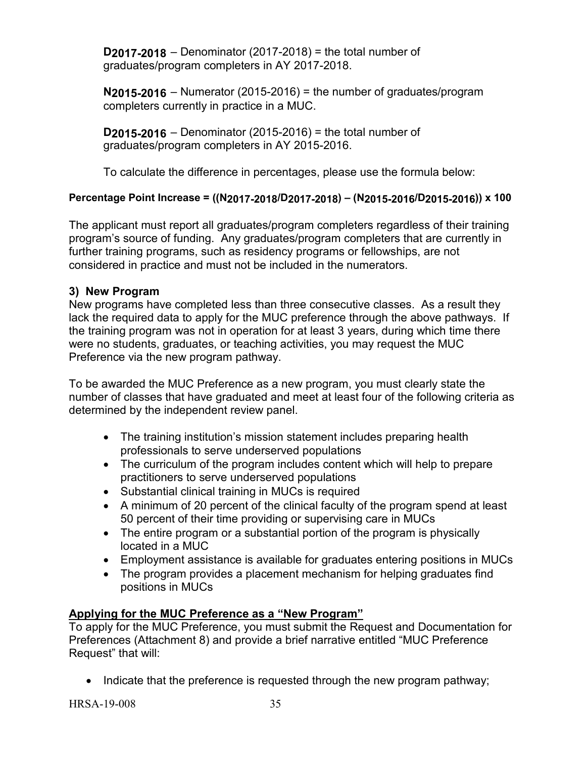$D_{2017\text{-}2018}$ – Denominator (2017-2018) = the total number of graduates/program completers in AY 2017-2018.

$N_{2015\text{-}2016}$ – Numerator (2015-2016) = the number of graduates/program completers currently in practice in a MUC.

$D_{2015\text{-}2016}$ – Denominator (2015-2016) = the total number of graduates/program completers in AY 2015-2016.

To calculate the difference in percentages, please use the formula below:

$$\text{Percentage Point Increase} = ((N_{2017\text{-}2018}/D_{2017\text{-}2018}) - (N_{2015\text{-}2016}/D_{2015\text{-}2016})) \times 100$$

The applicant must report all graduates/program completers regardless of their training program's source of funding. Any graduates/program completers that are currently in further training programs, such as residency programs or fellowships, are not considered in practice and must not be included in the numerators.

**3) New Program**

New programs have completed less than three consecutive classes. As a result they lack the required data to apply for the MUC preference through the above pathways. If the training program was not in operation for at least 3 years, during which time there were no students, graduates, or teaching activities, you may request the MUC Preference via the new program pathway.

To be awarded the MUC Preference as a new program, you must clearly state the number of classes that have graduated and meet at least four of the following criteria as determined by the independent review panel.

- The training institution's mission statement includes preparing health professionals to serve underserved populations
- The curriculum of the program includes content which will help to prepare practitioners to serve underserved populations
- Substantial clinical training in MUCs is required
- A minimum of 20 percent of the clinical faculty of the program spend at least 50 percent of their time providing or supervising care in MUCs
- The entire program or a substantial portion of the program is physically located in a MUC
- Employment assistance is available for graduates entering positions in MUCs
- The program provides a placement mechanism for helping graduates find positions in MUCs

**Applying for the MUC Preference as a "New Program"**

To apply for the MUC Preference, you must submit the Request and Documentation for Preferences (Attachment 8) and provide a brief narrative entitled "MUC Preference Request" that will:

- Indicate that the preference is requested through the new program pathway;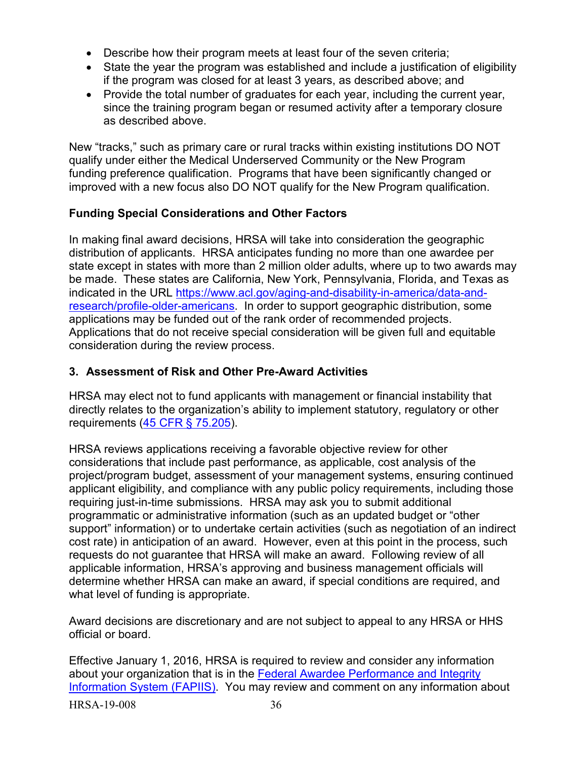- Describe how their program meets at least four of the seven criteria;
- State the year the program was established and include a justification of eligibility if the program was closed for at least 3 years, as described above; and
- Provide the total number of graduates for each year, including the current year, since the training program began or resumed activity after a temporary closure as described above.

New "tracks," such as primary care or rural tracks within existing institutions DO NOT qualify under either the Medical Underserved Community or the New Program funding preference qualification. Programs that have been significantly changed or improved with a new focus also DO NOT qualify for the New Program qualification.

**Funding Special Considerations and Other Factors**

In making final award decisions, HRSA will take into consideration the geographic distribution of applicants. HRSA anticipates funding no more than one awardee per state except in states with more than 2 million older adults, where up to two awards may be made. These states are California, New York, Pennsylvania, Florida, and Texas as indicated in the URL [https://www.acl.gov/aging-and-disability-in-america/data-and-research/profile-older-americans](https://www.acl.gov/aging-and-disability-in-america/data-and-research/profile-older-americans). In order to support geographic distribution, some applications may be funded out of the rank order of recommended projects. Applications that do not receive special consideration will be given full and equitable consideration during the review process.

### 3. Assessment of Risk and Other Pre-Award Activities

HRSA may elect not to fund applicants with management or financial instability that directly relates to the organization's ability to implement statutory, regulatory or other requirements (45 CFR § 75.205).

HRSA reviews applications receiving a favorable objective review for other considerations that include past performance, as applicable, cost analysis of the project/program budget, assessment of your management systems, ensuring continued applicant eligibility, and compliance with any public policy requirements, including those requiring just-in-time submissions. HRSA may ask you to submit additional programmatic or administrative information (such as an updated budget or "other support" information) or to undertake certain activities (such as negotiation of an indirect cost rate) in anticipation of an award. However, even at this point in the process, such requests do not guarantee that HRSA will make an award. Following review of all applicable information, HRSA's approving and business management officials will determine whether HRSA can make an award, if special conditions are required, and what level of funding is appropriate.

Award decisions are discretionary and are not subject to appeal to any HRSA or HHS official or board.

Effective January 1, 2016, HRSA is required to review and consider any information about your organization that is in the Federal Awardee Performance and Integrity Information System (FAPIIS). You may review and comment on any information about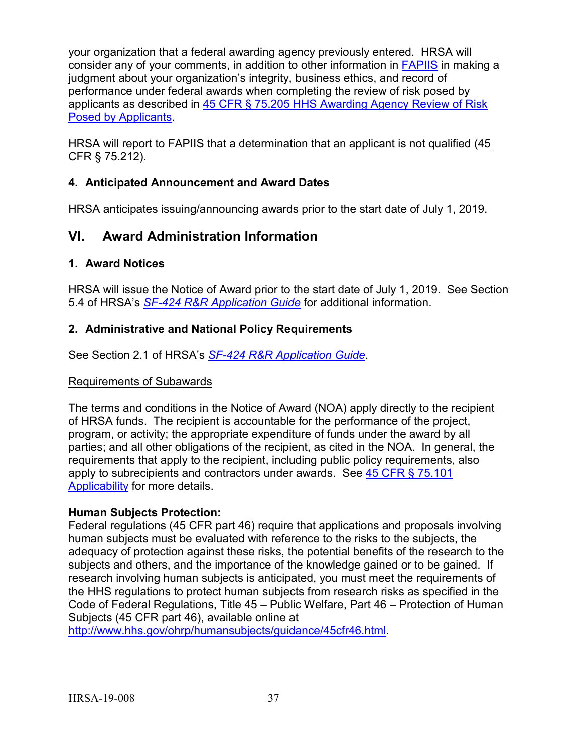your organization that a federal awarding agency previously entered. HRSA will consider any of your comments, in addition to other information in FAPIIS in making a judgment about your organization's integrity, business ethics, and record of performance under federal awards when completing the review of risk posed by applicants as described in 45 CFR § 75.205 HHS Awarding Agency Review of Risk Posed by Applicants.

HRSA will report to FAPIIS that a determination that an applicant is not qualified (45 CFR § 75.212).

### 4. Anticipated Announcement and Award Dates

HRSA anticipates issuing/announcing awards prior to the start date of July 1, 2019.

## VI. Award Administration Information

### 1. Award Notices

HRSA will issue the Notice of Award prior to the start date of July 1, 2019. See Section 5.4 of HRSA's *SF-424 R&R Application Guide* for additional information.

### 2. Administrative and National Policy Requirements

See Section 2.1 of HRSA's *SF-424 R&R Application Guide*.

Requirements of Subawards

The terms and conditions in the Notice of Award (NOA) apply directly to the recipient of HRSA funds. The recipient is accountable for the performance of the project, program, or activity; the appropriate expenditure of funds under the award by all parties; and all other obligations of the recipient, as cited in the NOA. In general, the requirements that apply to the recipient, including public policy requirements, also apply to subrecipients and contractors under awards. See 45 CFR § 75.101 Applicability for more details.

**Human Subjects Protection:**
Federal regulations (45 CFR part 46) require that applications and proposals involving human subjects must be evaluated with reference to the risks to the subjects, the adequacy of protection against these risks, the potential benefits of the research to the subjects and others, and the importance of the knowledge gained or to be gained. If research involving human subjects is anticipated, you must meet the requirements of the HHS regulations to protect human subjects from research risks as specified in the Code of Federal Regulations, Title 45 – Public Welfare, Part 46 – Protection of Human Subjects (45 CFR part 46), available online at http://www.hhs.gov/ohrp/humansubjects/guidance/45cfr46.html.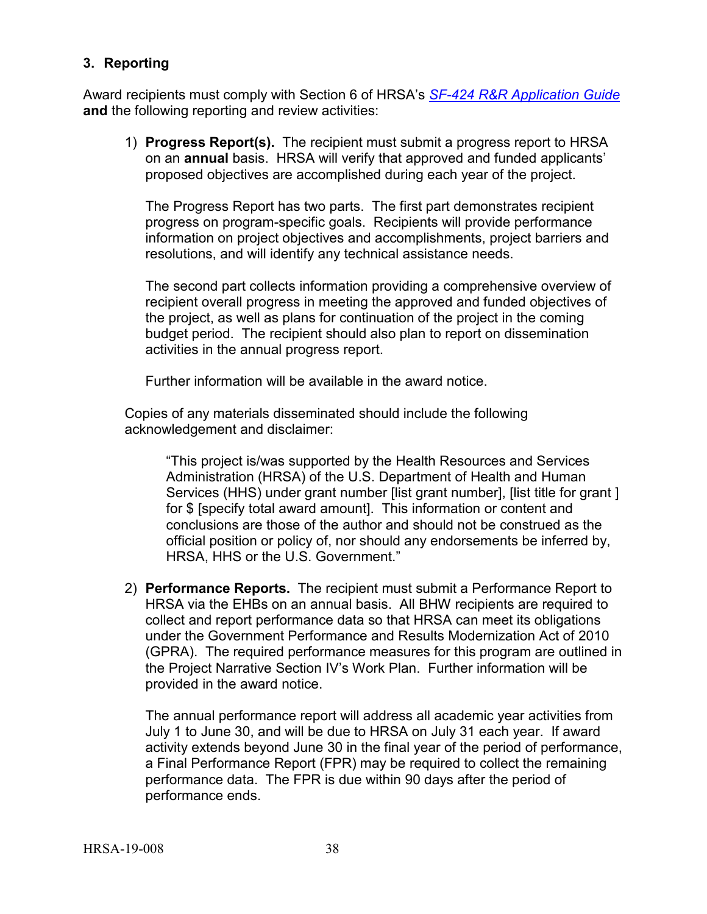### 3. Reporting

Award recipients must comply with Section 6 of HRSA's *SF-424 R&R Application Guide* **and** the following reporting and review activities:

1) **Progress Report(s).** The recipient must submit a progress report to HRSA on an **annual** basis. HRSA will verify that approved and funded applicants' proposed objectives are accomplished during each year of the project.

   The Progress Report has two parts. The first part demonstrates recipient progress on program-specific goals. Recipients will provide performance information on project objectives and accomplishments, project barriers and resolutions, and will identify any technical assistance needs.

   The second part collects information providing a comprehensive overview of recipient overall progress in meeting the approved and funded objectives of the project, as well as plans for continuation of the project in the coming budget period. The recipient should also plan to report on dissemination activities in the annual progress report.

   Further information will be available in the award notice.

   Copies of any materials disseminated should include the following acknowledgement and disclaimer:

   > "This project is/was supported by the Health Resources and Services Administration (HRSA) of the U.S. Department of Health and Human Services (HHS) under grant number [list grant number], [list title for grant ] for $ [specify total award amount]. This information or content and conclusions are those of the author and should not be construed as the official position or policy of, nor should any endorsements be inferred by, HRSA, HHS or the U.S. Government."

2) **Performance Reports.** The recipient must submit a Performance Report to HRSA via the EHBs on an annual basis. All BHW recipients are required to collect and report performance data so that HRSA can meet its obligations under the Government Performance and Results Modernization Act of 2010 (GPRA). The required performance measures for this program are outlined in the Project Narrative Section IV's Work Plan. Further information will be provided in the award notice.

   The annual performance report will address all academic year activities from July 1 to June 30, and will be due to HRSA on July 31 each year. If award activity extends beyond June 30 in the final year of the period of performance, a Final Performance Report (FPR) may be required to collect the remaining performance data. The FPR is due within 90 days after the period of performance ends.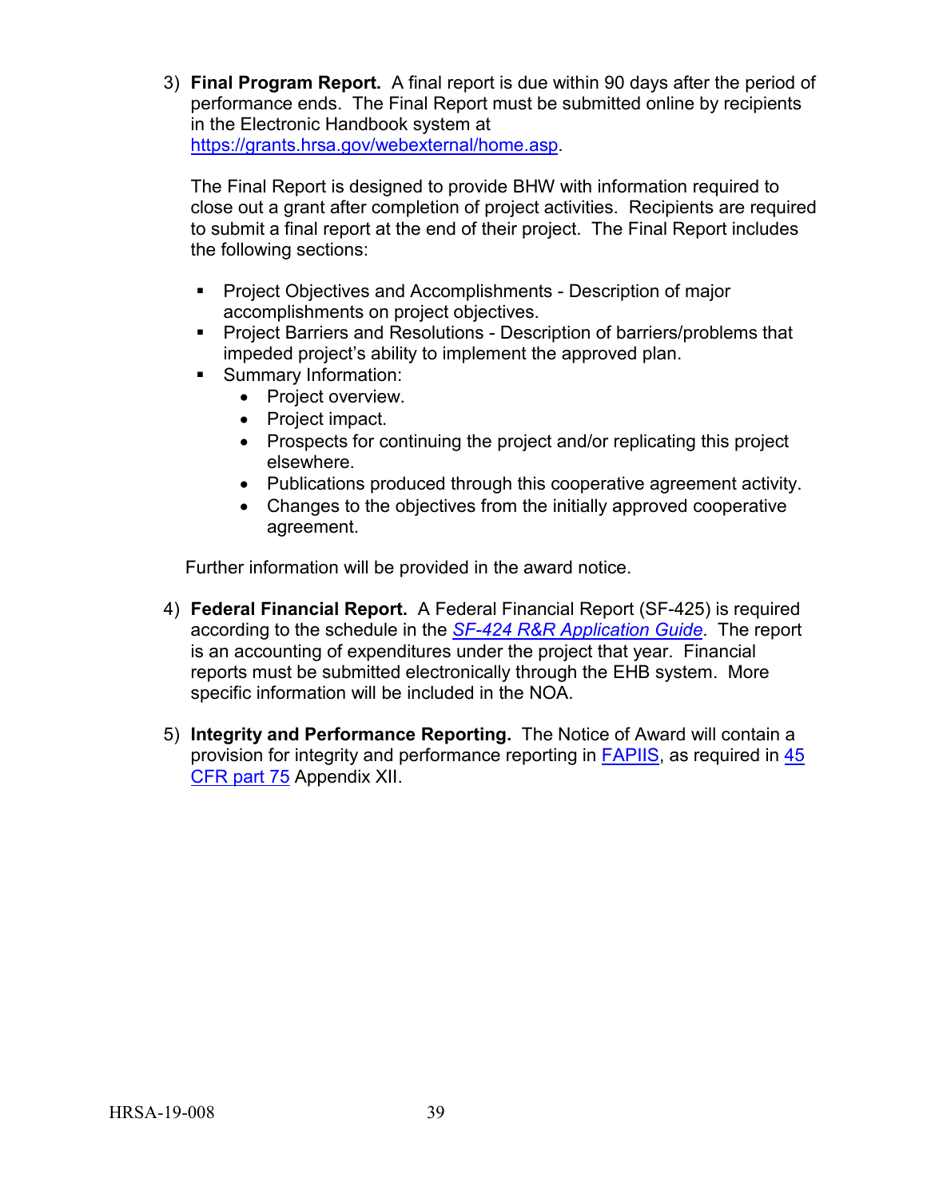3) **Final Program Report.** A final report is due within 90 days after the period of performance ends. The Final Report must be submitted online by recipients in the Electronic Handbook system at [https://grants.hrsa.gov/webexternal/home.asp](https://grants.hrsa.gov/webexternal/home.asp).

   The Final Report is designed to provide BHW with information required to close out a grant after completion of project activities. Recipients are required to submit a final report at the end of their project. The Final Report includes the following sections:

   - Project Objectives and Accomplishments - Description of major accomplishments on project objectives.
   - Project Barriers and Resolutions - Description of barriers/problems that impeded project's ability to implement the approved plan.
   - Summary Information:
     - Project overview.
     - Project impact.
     - Prospects for continuing the project and/or replicating this project elsewhere.
     - Publications produced through this cooperative agreement activity.
     - Changes to the objectives from the initially approved cooperative agreement.

   Further information will be provided in the award notice.

4) **Federal Financial Report.** A Federal Financial Report (SF-425) is required according to the schedule in the *SF-424 R&R Application Guide*. The report is an accounting of expenditures under the project that year. Financial reports must be submitted electronically through the EHB system. More specific information will be included in the NOA.

5) **Integrity and Performance Reporting.** The Notice of Award will contain a provision for integrity and performance reporting in FAPIIS, as required in 45 CFR part 75 Appendix XII.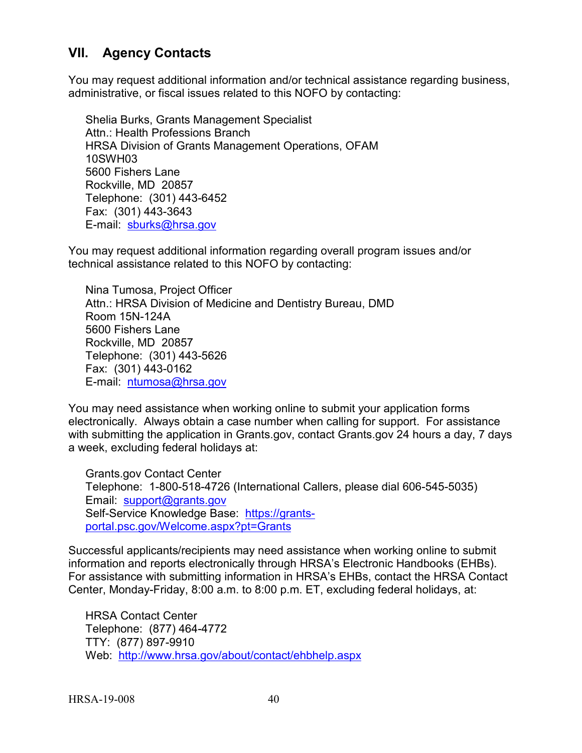## VII. Agency Contacts

You may request additional information and/or technical assistance regarding business, administrative, or fiscal issues related to this NOFO by contacting:

Shelia Burks, Grants Management Specialist
Attn.: Health Professions Branch
HRSA Division of Grants Management Operations, OFAM
10SWH03
5600 Fishers Lane
Rockville, MD 20857
Telephone: (301) 443-6452
Fax: (301) 443-3643
E-mail: sburks@hrsa.gov

You may request additional information regarding overall program issues and/or technical assistance related to this NOFO by contacting:

Nina Tumosa, Project Officer
Attn.: HRSA Division of Medicine and Dentistry Bureau, DMD
Room 15N-124A
5600 Fishers Lane
Rockville, MD 20857
Telephone: (301) 443-5626
Fax: (301) 443-0162
E-mail: ntumosa@hrsa.gov

You may need assistance when working online to submit your application forms electronically. Always obtain a case number when calling for support. For assistance with submitting the application in Grants.gov, contact Grants.gov 24 hours a day, 7 days a week, excluding federal holidays at:

Grants.gov Contact Center
Telephone: 1-800-518-4726 (International Callers, please dial 606-545-5035)
Email: support@grants.gov
Self-Service Knowledge Base: https://grants-portal.psc.gov/Welcome.aspx?pt=Grants

Successful applicants/recipients may need assistance when working online to submit information and reports electronically through HRSA's Electronic Handbooks (EHBs). For assistance with submitting information in HRSA's EHBs, contact the HRSA Contact Center, Monday-Friday, 8:00 a.m. to 8:00 p.m. ET, excluding federal holidays, at:

HRSA Contact Center
Telephone: (877) 464-4772
TTY: (877) 897-9910
Web: http://www.hrsa.gov/about/contact/ehbhelp.aspx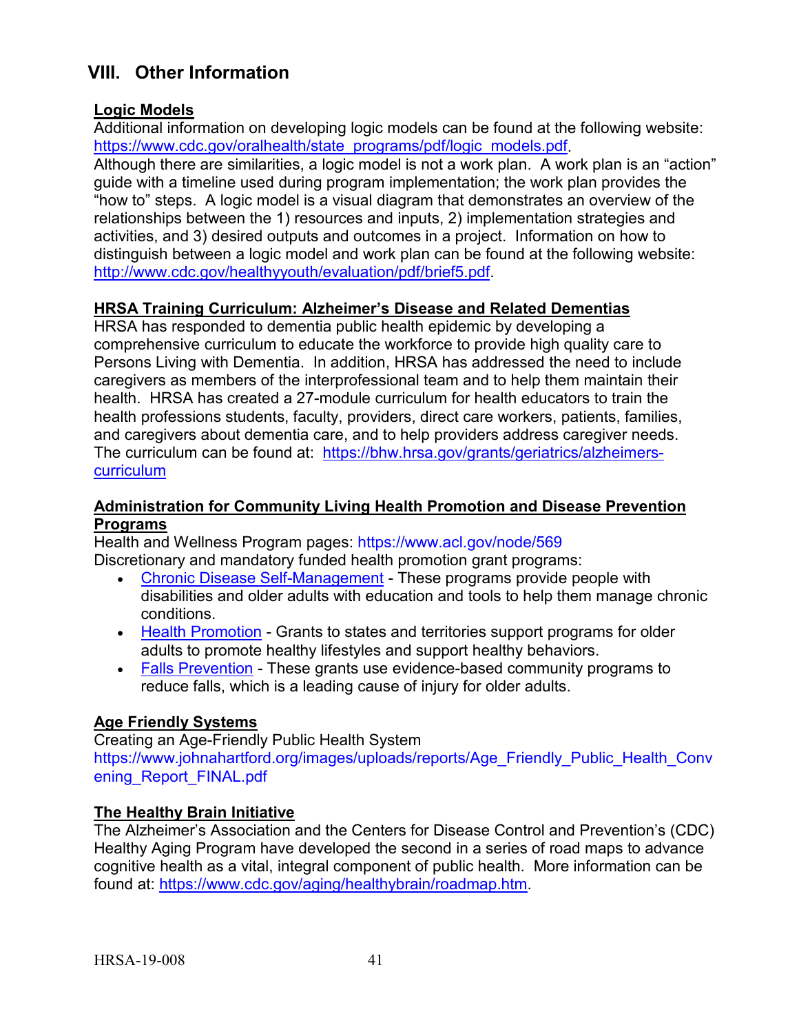## VIII. Other Information

### Logic Models

Additional information on developing logic models can be found at the following website: https://www.cdc.gov/oralhealth/state_programs/pdf/logic_models.pdf.

Although there are similarities, a logic model is not a work plan. A work plan is an “action” guide with a timeline used during program implementation; the work plan provides the “how to” steps. A logic model is a visual diagram that demonstrates an overview of the relationships between the 1) resources and inputs, 2) implementation strategies and activities, and 3) desired outputs and outcomes in a project. Information on how to distinguish between a logic model and work plan can be found at the following website: http://www.cdc.gov/healthyyouth/evaluation/pdf/brief5.pdf.

### HRSA Training Curriculum: Alzheimer’s Disease and Related Dementias

HRSA has responded to dementia public health epidemic by developing a comprehensive curriculum to educate the workforce to provide high quality care to Persons Living with Dementia. In addition, HRSA has addressed the need to include caregivers as members of the interprofessional team and to help them maintain their health. HRSA has created a 27-module curriculum for health educators to train the health professions students, faculty, providers, direct care workers, patients, families, and caregivers about dementia care, and to help providers address caregiver needs. The curriculum can be found at: https://bhw.hrsa.gov/grants/geriatrics/alzheimers-curriculum

### Administration for Community Living Health Promotion and Disease Prevention Programs

Health and Wellness Program pages: https://www.acl.gov/node/569

Discretionary and mandatory funded health promotion grant programs:

- Chronic Disease Self-Management - These programs provide people with disabilities and older adults with education and tools to help them manage chronic conditions.
- Health Promotion - Grants to states and territories support programs for older adults to promote healthy lifestyles and support healthy behaviors.
- Falls Prevention - These grants use evidence-based community programs to reduce falls, which is a leading cause of injury for older adults.

### Age Friendly Systems

Creating an Age-Friendly Public Health System
https://www.johnahartford.org/images/uploads/reports/Age_Friendly_Public_Health_Convening_Report_FINAL.pdf

### The Healthy Brain Initiative

The Alzheimer’s Association and the Centers for Disease Control and Prevention’s (CDC) Healthy Aging Program have developed the second in a series of road maps to advance cognitive health as a vital, integral component of public health. More information can be found at: https://www.cdc.gov/aging/healthybrain/roadmap.htm.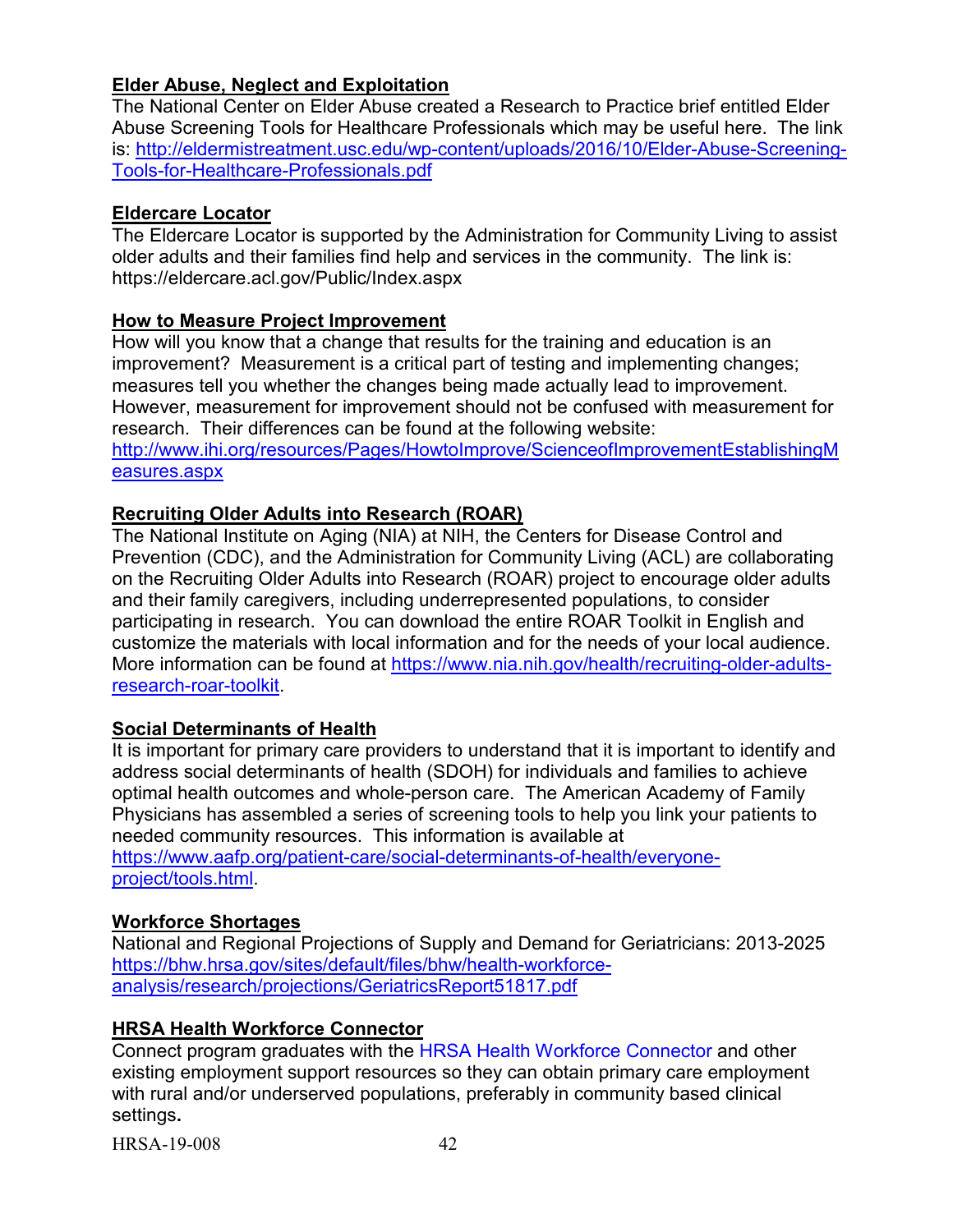**Elder Abuse, Neglect and Exploitation**

The National Center on Elder Abuse created a Research to Practice brief entitled Elder Abuse Screening Tools for Healthcare Professionals which may be useful here. The link is: http://eldermistreatment.usc.edu/wp-content/uploads/2016/10/Elder-Abuse-Screening-Tools-for-Healthcare-Professionals.pdf

**Eldercare Locator**

The Eldercare Locator is supported by the Administration for Community Living to assist older adults and their families find help and services in the community. The link is: https://eldercare.acl.gov/Public/Index.aspx

**How to Measure Project Improvement**

How will you know that a change that results for the training and education is an improvement? Measurement is a critical part of testing and implementing changes; measures tell you whether the changes being made actually lead to improvement. However, measurement for improvement should not be confused with measurement for research. Their differences can be found at the following website: http://www.ihi.org/resources/Pages/HowtoImprove/ScienceofImprovementEstablishingMeasures.aspx

**Recruiting Older Adults into Research (ROAR)**

The National Institute on Aging (NIA) at NIH, the Centers for Disease Control and Prevention (CDC), and the Administration for Community Living (ACL) are collaborating on the Recruiting Older Adults into Research (ROAR) project to encourage older adults and their family caregivers, including underrepresented populations, to consider participating in research. You can download the entire ROAR Toolkit in English and customize the materials with local information and for the needs of your local audience. More information can be found at https://www.nia.nih.gov/health/recruiting-older-adults-research-roar-toolkit.

**Social Determinants of Health**

It is important for primary care providers to understand that it is important to identify and address social determinants of health (SDOH) for individuals and families to achieve optimal health outcomes and whole-person care. The American Academy of Family Physicians has assembled a series of screening tools to help you link your patients to needed community resources. This information is available at https://www.aafp.org/patient-care/social-determinants-of-health/everyone-project/tools.html.

**Workforce Shortages**

National and Regional Projections of Supply and Demand for Geriatricians: 2013-2025 https://bhw.hrsa.gov/sites/default/files/bhw/health-workforce-analysis/research/projections/GeriatricsReport51817.pdf

**HRSA Health Workforce Connector**

Connect program graduates with the HRSA Health Workforce Connector and other existing employment support resources so they can obtain primary care employment with rural and/or underserved populations, preferably in community based clinical settings.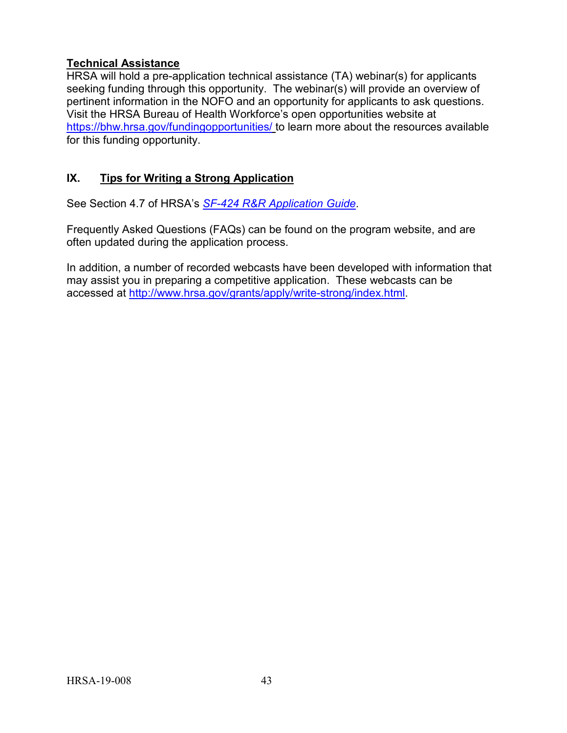**Technical Assistance**

HRSA will hold a pre-application technical assistance (TA) webinar(s) for applicants seeking funding through this opportunity. The webinar(s) will provide an overview of pertinent information in the NOFO and an opportunity for applicants to ask questions. Visit the HRSA Bureau of Health Workforce's open opportunities website at https://bhw.hrsa.gov/fundingopportunities/ to learn more about the resources available for this funding opportunity.

## IX. Tips for Writing a Strong Application

See Section 4.7 of HRSA's *SF-424 R&R Application Guide*.

Frequently Asked Questions (FAQs) can be found on the program website, and are often updated during the application process.

In addition, a number of recorded webcasts have been developed with information that may assist you in preparing a competitive application. These webcasts can be accessed at http://www.hrsa.gov/grants/apply/write-strong/index.html.